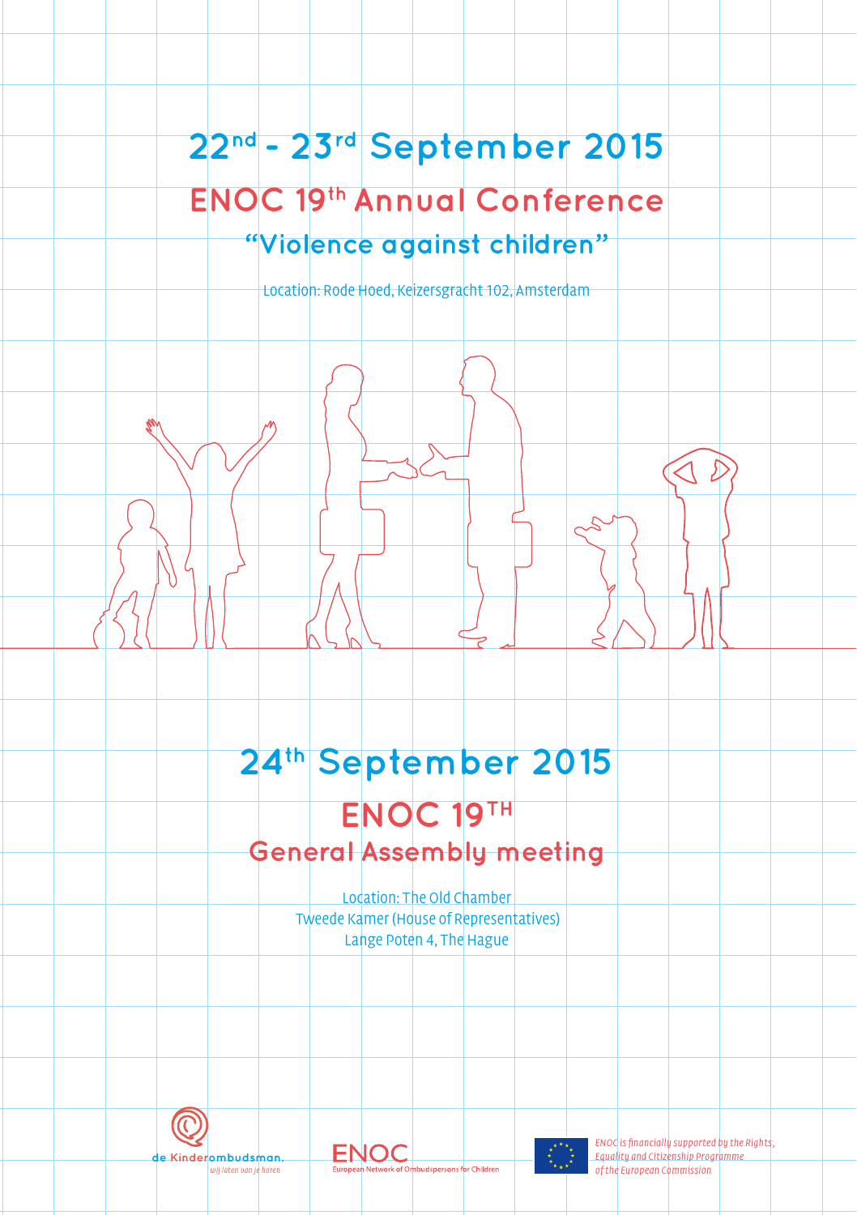# 22nd - 23rd September 2015

## ENOC 19th Annual Conference

### "Violence against children"

Location: Rode Hoed, Keizersgracht 102, Amsterdam

# 24th September 2015

## ENOC 19TH General Assembly meeting

Location: The Old Chamber
Tweede Kamer (House of Representatives)
Lange Poten 4, The Hague

de Kinderombudsman. *wij laten van je horen*

ENOC European Network of Ombudspersons for Children

*ENOC is financially supported by the Rights, Equality and Citizenship Programme of the European Commission*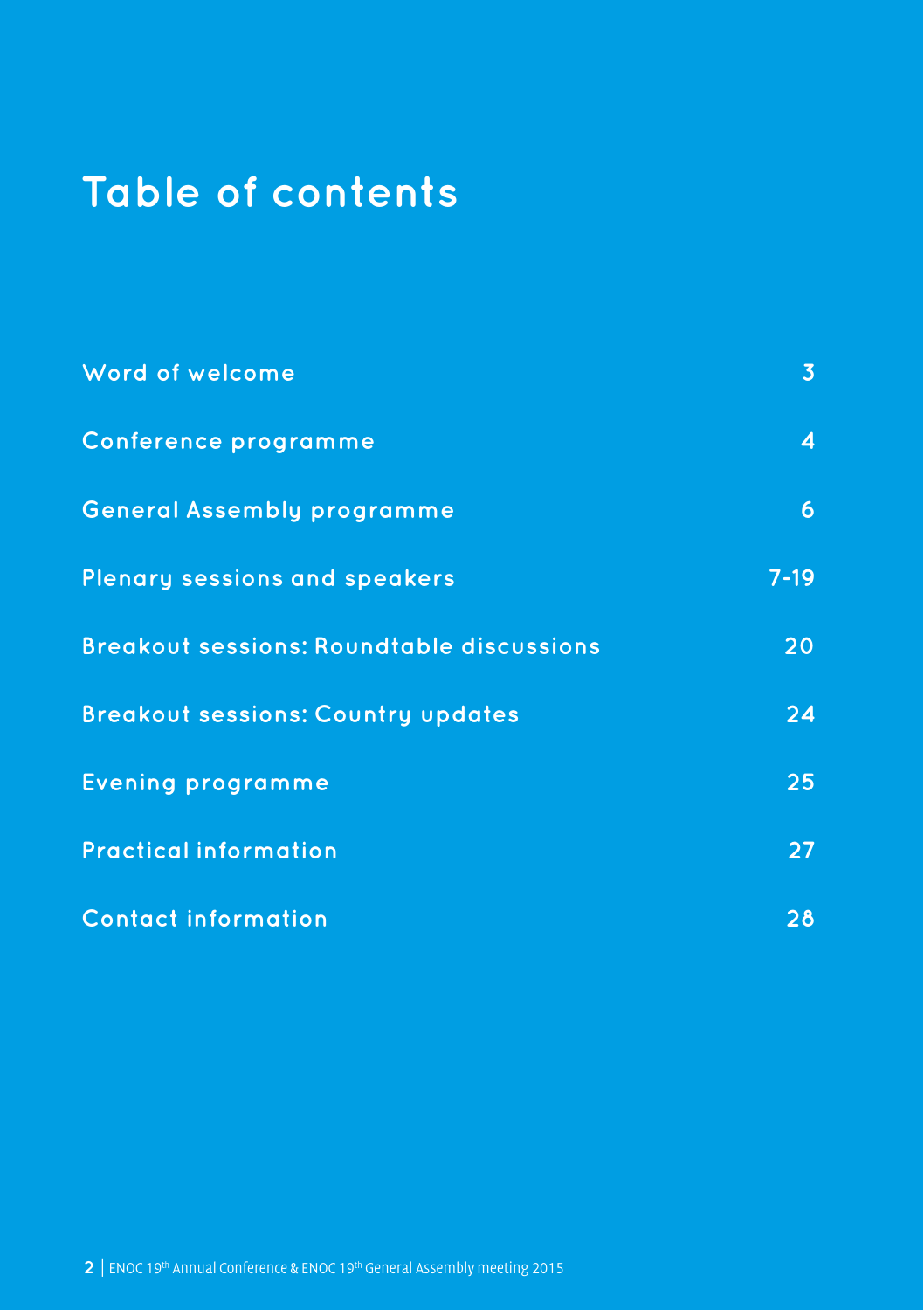# Table of contents

| | |
|---|---|
| Word of welcome | 3 |
| Conference programme | 4 |
| General Assembly programme | 6 |
| Plenary sessions and speakers | 7-19 |
| Breakout sessions: Roundtable discussions | 20 |
| Breakout sessions: Country updates | 24 |
| Evening programme | 25 |
| Practical information | 27 |
| Contact information | 28 |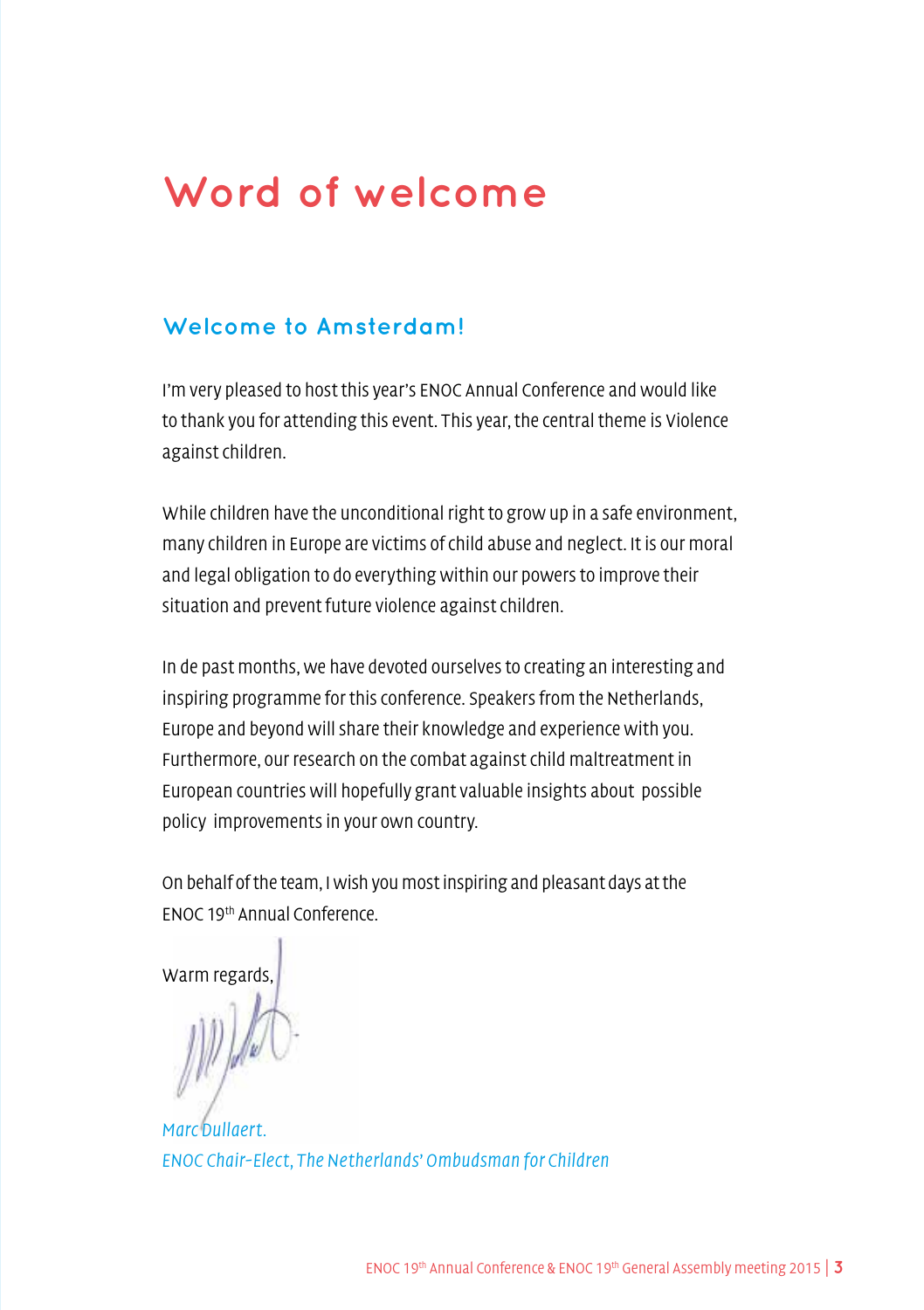# Word of welcome

## Welcome to Amsterdam!

I'm very pleased to host this year's ENOC Annual Conference and would like to thank you for attending this event. This year, the central theme is Violence against children.

While children have the unconditional right to grow up in a safe environment, many children in Europe are victims of child abuse and neglect. It is our moral and legal obligation to do everything within our powers to improve their situation and prevent future violence against children.

In de past months, we have devoted ourselves to creating an interesting and inspiring programme for this conference. Speakers from the Netherlands, Europe and beyond will share their knowledge and experience with you. Furthermore, our research on the combat against child maltreatment in European countries will hopefully grant valuable insights about possible policy improvements in your own country.

On behalf of the team, I wish you most inspiring and pleasant days at the ENOC 19th Annual Conference.

Warm regards,

*Marc Dullaert.*
*ENOC Chair-Elect, The Netherlands' Ombudsman for Children*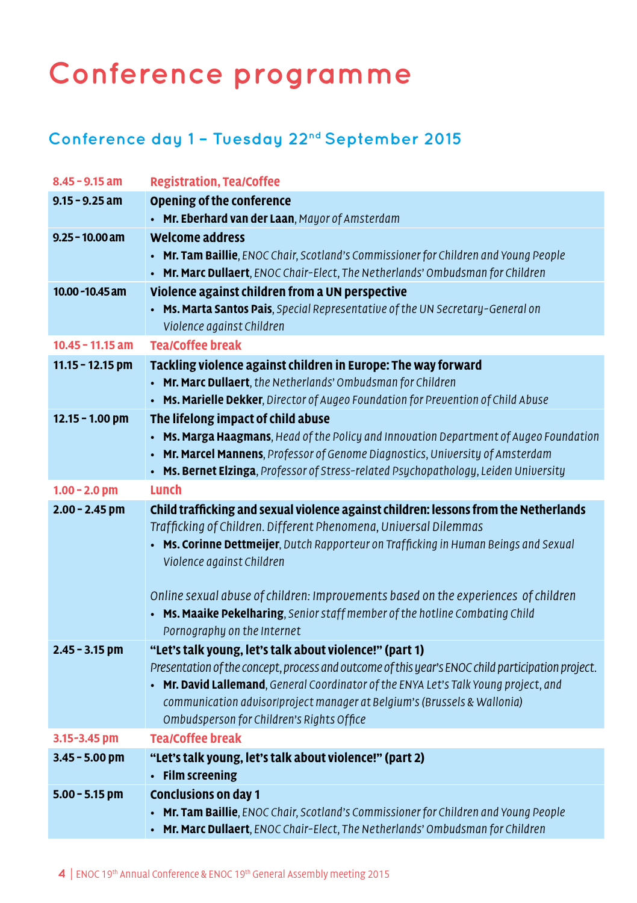# Conference programme

## Conference day 1 – Tuesday 22nd September 2015

| | |
|---|---|
| **8.45 – 9.15 am** | **Registration, Tea/Coffee** |
| **9.15 – 9.25 am** | **Opening of the conference**<br>• **Mr. Eberhard van der Laan**, *Mayor of Amsterdam* |
| **9.25 – 10.00 am** | **Welcome address**<br>• **Mr. Tam Baillie**, *ENOC Chair, Scotland's Commissioner for Children and Young People*<br>• **Mr. Marc Dullaert**, *ENOC Chair-Elect, The Netherlands' Ombudsman for Children* |
| **10.00 -10.45 am** | **Violence against children from a UN perspective**<br>• **Ms. Marta Santos Pais**, *Special Representative of the UN Secretary-General on Violence against Children* |
| **10.45 – 11.15 am** | **Tea/Coffee break** |
| **11.15 – 12.15 pm** | **Tackling violence against children in Europe: The way forward**<br>• **Mr. Marc Dullaert**, *the Netherlands' Ombudsman for Children*<br>• **Ms. Marielle Dekker**, *Director of Augeo Foundation for Prevention of Child Abuse* |
| **12.15 – 1.00 pm** | **The lifelong impact of child abuse**<br>• **Ms. Marga Haagmans**, *Head of the Policy and Innovation Department of Augeo Foundation*<br>• **Mr. Marcel Mannens**, *Professor of Genome Diagnostics, University of Amsterdam*<br>• **Ms. Bernet Elzinga**, *Professor of Stress-related Psychopathology, Leiden University* |
| **1.00 – 2.0 pm** | **Lunch** |
| **2.00 – 2.45 pm** | **Child trafficking and sexual violence against children: lessons from the Netherlands**<br>*Trafficking of Children. Different Phenomena, Universal Dilemmas*<br>• **Ms. Corinne Dettmeijer**, *Dutch Rapporteur on Trafficking in Human Beings and Sexual Violence against Children*<br><br>*Online sexual abuse of children: Improvements based on the experiences of children*<br>• **Ms. Maaike Pekelharing**, *Senior staff member of the hotline Combating Child Pornography on the Internet* |
| **2.45 – 3.15 pm** | **"Let's talk young, let's talk about violence!" (part 1)**<br>*Presentation of the concept, process and outcome of this year's ENOC child participation project.*<br>• **Mr. David Lallemand**, *General Coordinator of the ENYA Let's Talk Young project, and communication advisor/project manager at Belgium's (Brussels & Wallonia) Ombudsperson for Children's Rights Office* |
| **3.15-3.45 pm** | **Tea/Coffee break** |
| **3.45 – 5.00 pm** | **"Let's talk young, let's talk about violence!" (part 2)**<br>• **Film screening** |
| **5.00 – 5.15 pm** | **Conclusions on day 1**<br>• **Mr. Tam Baillie**, *ENOC Chair, Scotland's Commissioner for Children and Young People*<br>• **Mr. Marc Dullaert**, *ENOC Chair-Elect, The Netherlands' Ombudsman for Children* |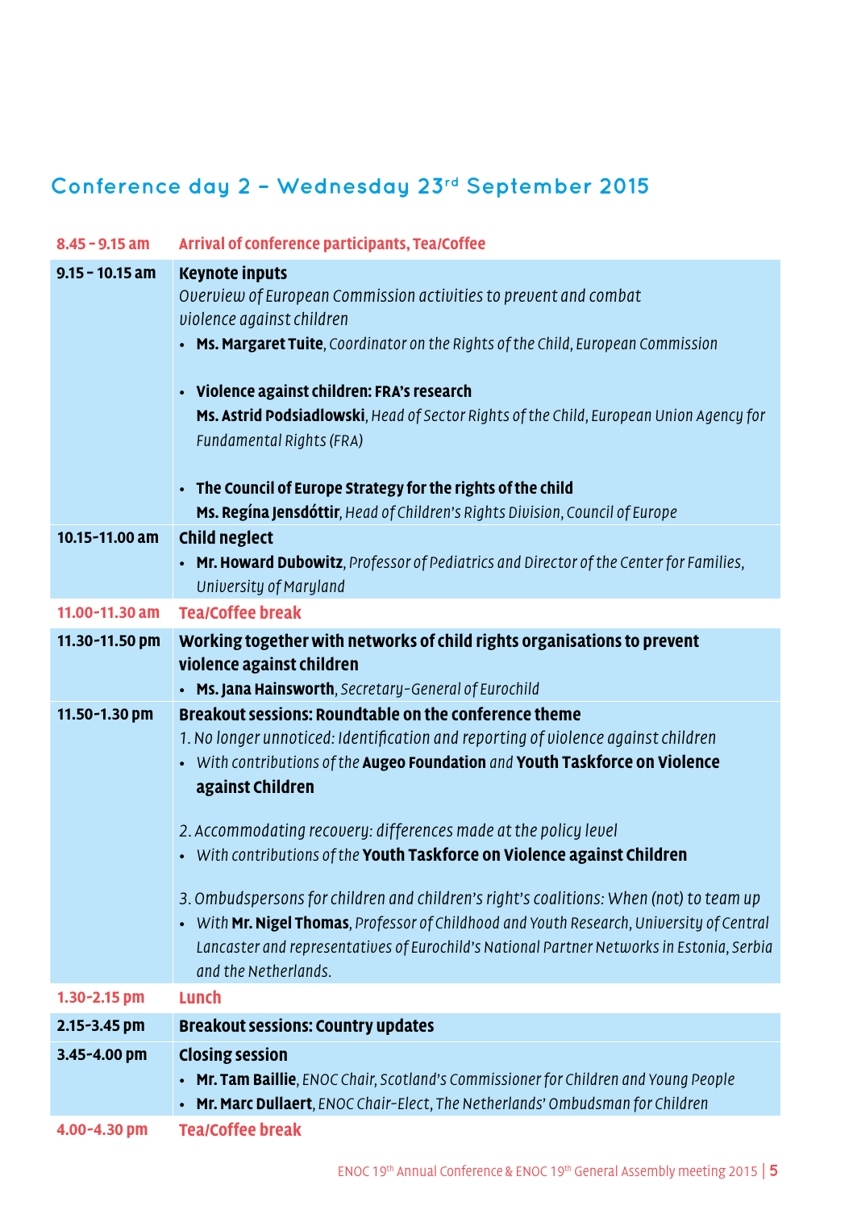## Conference day 2 – Wednesday 23rd September 2015

| | |
|---|---|
| 8.45 - 9.15 am | **Arrival of conference participants, Tea/Coffee** |
| 9.15 - 10.15 am | **Keynote inputs**<br>*Overview of European Commission activities to prevent and combat violence against children*<br>• **Ms. Margaret Tuite**, *Coordinator on the Rights of the Child, European Commission*<br><br>• **Violence against children: FRA's research**<br>**Ms. Astrid Podsiadlowski**, *Head of Sector Rights of the Child, European Union Agency for Fundamental Rights (FRA)*<br><br>• **The Council of Europe Strategy for the rights of the child**<br>**Ms. Regína Jensdóttir**, *Head of Children's Rights Division, Council of Europe* |
| 10.15-11.00 am | **Child neglect**<br>• **Mr. Howard Dubowitz**, *Professor of Pediatrics and Director of the Center for Families, University of Maryland* |
| 11.00-11.30 am | **Tea/Coffee break** |
| 11.30-11.50 pm | **Working together with networks of child rights organisations to prevent violence against children**<br>• **Ms. Jana Hainsworth**, *Secretary-General of Eurochild* |
| 11.50-1.30 pm | **Breakout sessions: Roundtable on the conference theme**<br>*1. No longer unnoticed: Identification and reporting of violence against children*<br>• *With contributions of the* **Augeo Foundation** *and* **Youth Taskforce on Violence against Children**<br><br>*2. Accommodating recovery: differences made at the policy level*<br>• *With contributions of the* **Youth Taskforce on Violence against Children**<br><br>*3. Ombudspersons for children and children's right's coalitions: When (not) to team up*<br>• *With* **Mr. Nigel Thomas**, *Professor of Childhood and Youth Research, University of Central Lancaster and representatives of Eurochild's National Partner Networks in Estonia, Serbia and the Netherlands.* |
| 1.30-2.15 pm | **Lunch** |
| 2.15-3.45 pm | **Breakout sessions: Country updates** |
| 3.45-4.00 pm | **Closing session**<br>• **Mr. Tam Baillie**, *ENOC Chair, Scotland's Commissioner for Children and Young People*<br>• **Mr. Marc Dullaert**, *ENOC Chair-Elect, The Netherlands' Ombudsman for Children* |
| 4.00-4.30 pm | **Tea/Coffee break** |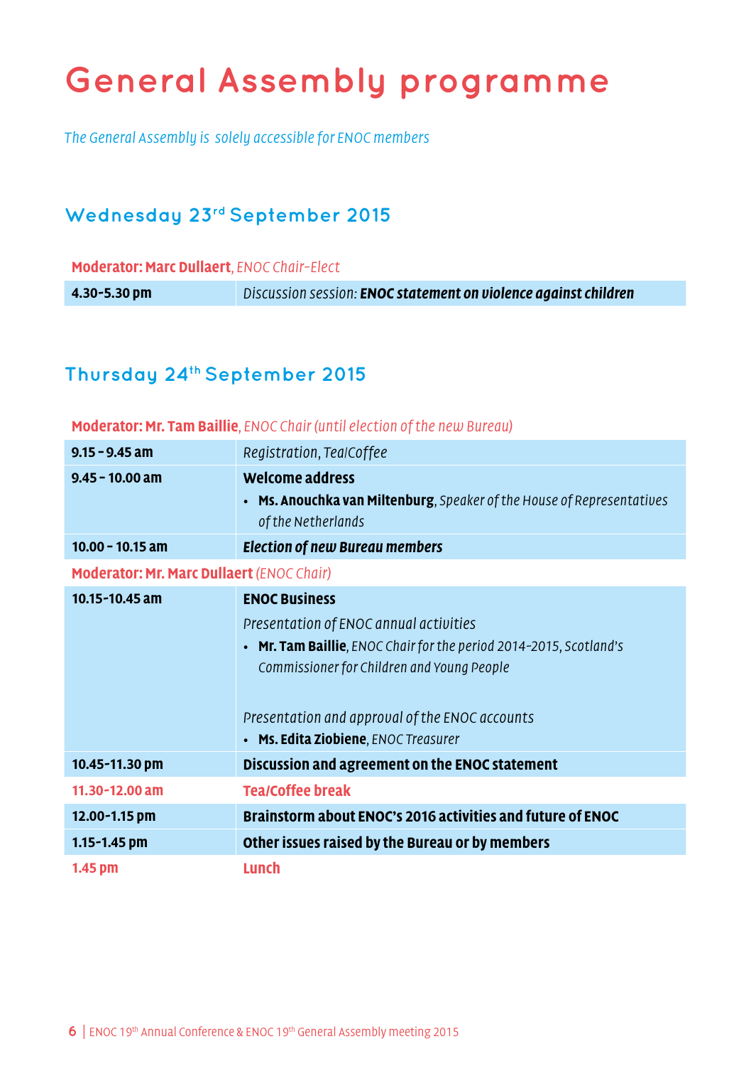# General Assembly programme

*The General Assembly is solely accessible for ENOC members*

## Wednesday 23rd September 2015

**Moderator: Marc Dullaert**, *ENOC Chair-Elect*

| | |
|---|---|
| **4.30-5.30 pm** | *Discussion session:* ***ENOC statement on violence against children*** |

## Thursday 24th September 2015

**Moderator: Mr. Tam Baillie**, *ENOC Chair (until election of the new Bureau)*

| | |
|---|---|
| **9.15 - 9.45 am** | *Registration, Tea/Coffee* |
| **9.45 - 10.00 am** | **Welcome address**<br>• **Ms. Anouchka van Miltenburg**, *Speaker of the House of Representatives of the Netherlands* |
| **10.00 - 10.15 am** | ***Election of new Bureau members*** |

**Moderator: Mr. Marc Dullaert** *(ENOC Chair)*

| | |
|---|---|
| **10.15-10.45 am** | **ENOC Business**<br>*Presentation of ENOC annual activities*<br>• **Mr. Tam Baillie**, *ENOC Chair for the period 2014-2015, Scotland's Commissioner for Children and Young People*<br><br>*Presentation and approval of the ENOC accounts*<br>• **Ms. Edita Ziobiene**, *ENOC Treasurer* |
| **10.45-11.30 pm** | **Discussion and agreement on the ENOC statement** |
| **11.30-12.00 am** | **Tea/Coffee break** |
| **12.00-1.15 pm** | **Brainstorm about ENOC's 2016 activities and future of ENOC** |
| **1.15-1.45 pm** | **Other issues raised by the Bureau or by members** |
| **1.45 pm** | **Lunch** |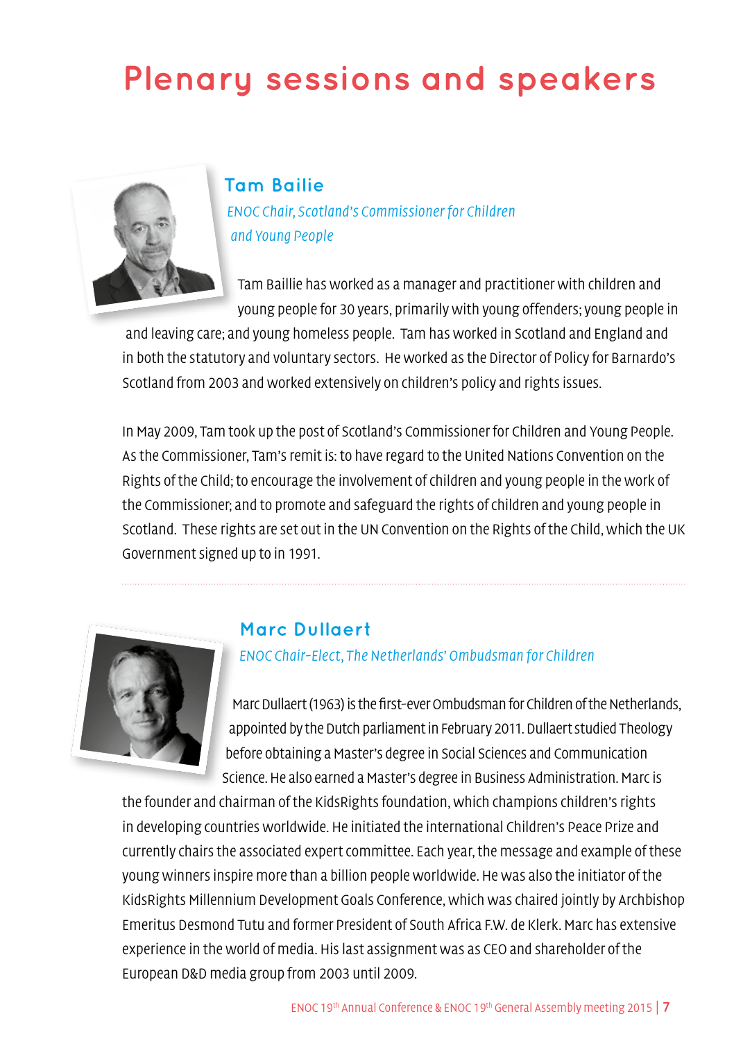# Plenary sessions and speakers

## Tam Bailie

*ENOC Chair, Scotland's Commissioner for Children and Young People*

Tam Baillie has worked as a manager and practitioner with children and young people for 30 years, primarily with young offenders; young people in and leaving care; and young homeless people. Tam has worked in Scotland and England and in both the statutory and voluntary sectors. He worked as the Director of Policy for Barnardo's Scotland from 2003 and worked extensively on children's policy and rights issues.

In May 2009, Tam took up the post of Scotland's Commissioner for Children and Young People. As the Commissioner, Tam's remit is: to have regard to the United Nations Convention on the Rights of the Child; to encourage the involvement of children and young people in the work of the Commissioner; and to promote and safeguard the rights of children and young people in Scotland. These rights are set out in the UN Convention on the Rights of the Child, which the UK Government signed up to in 1991.

## Marc Dullaert

*ENOC Chair-Elect, The Netherlands' Ombudsman for Children*

Marc Dullaert (1963) is the first-ever Ombudsman for Children of the Netherlands, appointed by the Dutch parliament in February 2011. Dullaert studied Theology before obtaining a Master's degree in Social Sciences and Communication Science. He also earned a Master's degree in Business Administration. Marc is the founder and chairman of the KidsRights foundation, which champions children's rights in developing countries worldwide. He initiated the international Children's Peace Prize and currently chairs the associated expert committee. Each year, the message and example of these young winners inspire more than a billion people worldwide. He was also the initiator of the KidsRights Millennium Development Goals Conference, which was chaired jointly by Archbishop Emeritus Desmond Tutu and former President of South Africa F.W. de Klerk. Marc has extensive experience in the world of media. His last assignment was as CEO and shareholder of the European D&D media group from 2003 until 2009.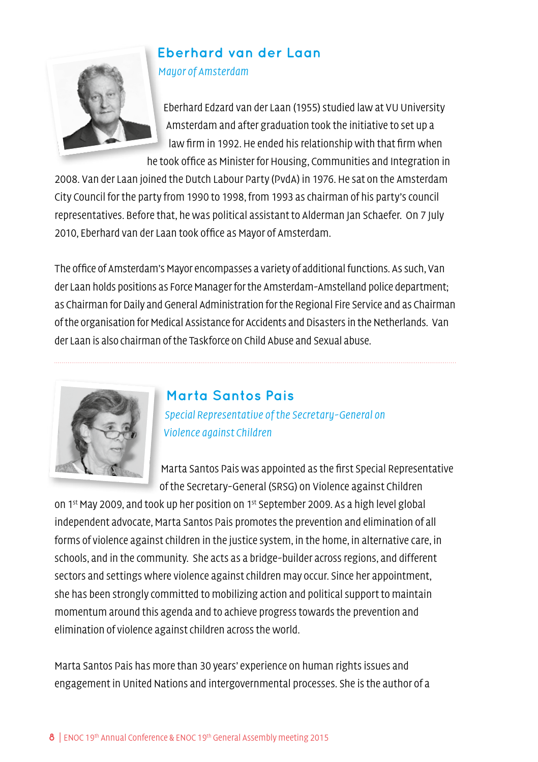## Eberhard van der Laan

*Mayor of Amsterdam*

Eberhard Edzard van der Laan (1955) studied law at VU University Amsterdam and after graduation took the initiative to set up a law firm in 1992. He ended his relationship with that firm when he took office as Minister for Housing, Communities and Integration in 2008. Van der Laan joined the Dutch Labour Party (PvdA) in 1976. He sat on the Amsterdam City Council for the party from 1990 to 1998, from 1993 as chairman of his party's council representatives. Before that, he was political assistant to Alderman Jan Schaefer. On 7 July 2010, Eberhard van der Laan took office as Mayor of Amsterdam.

The office of Amsterdam's Mayor encompasses a variety of additional functions. As such, Van der Laan holds positions as Force Manager for the Amsterdam-Amstelland police department; as Chairman for Daily and General Administration for the Regional Fire Service and as Chairman of the organisation for Medical Assistance for Accidents and Disasters in the Netherlands. Van der Laan is also chairman of the Taskforce on Child Abuse and Sexual abuse.

---

## Marta Santos Pais

*Special Representative of the Secretary-General on Violence against Children*

Marta Santos Pais was appointed as the first Special Representative of the Secretary-General (SRSG) on Violence against Children on 1st May 2009, and took up her position on 1st September 2009. As a high level global independent advocate, Marta Santos Pais promotes the prevention and elimination of all forms of violence against children in the justice system, in the home, in alternative care, in schools, and in the community. She acts as a bridge-builder across regions, and different sectors and settings where violence against children may occur. Since her appointment, she has been strongly committed to mobilizing action and political support to maintain momentum around this agenda and to achieve progress towards the prevention and elimination of violence against children across the world.

Marta Santos Pais has more than 30 years' experience on human rights issues and engagement in United Nations and intergovernmental processes. She is the author of a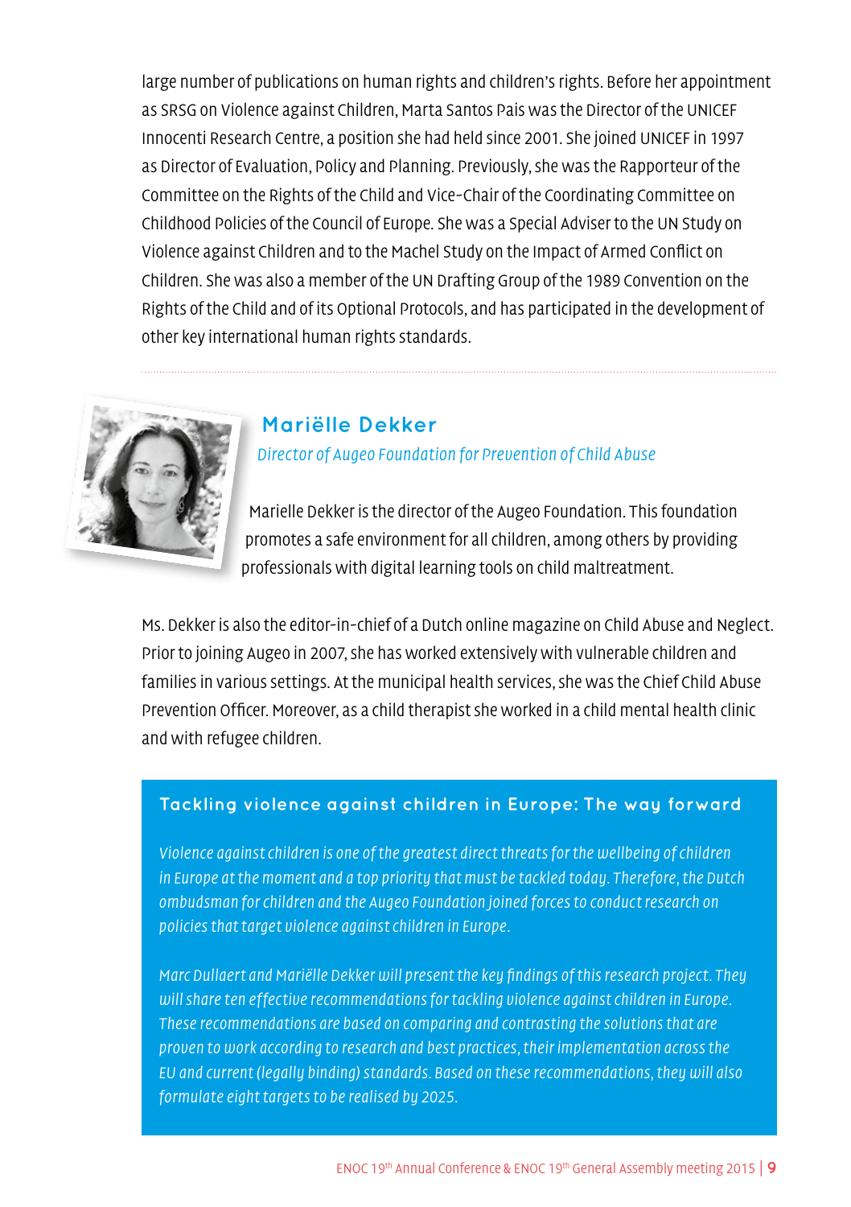large number of publications on human rights and children's rights. Before her appointment as SRSG on Violence against Children, Marta Santos Pais was the Director of the UNICEF Innocenti Research Centre, a position she had held since 2001. She joined UNICEF in 1997 as Director of Evaluation, Policy and Planning. Previously, she was the Rapporteur of the Committee on the Rights of the Child and Vice-Chair of the Coordinating Committee on Childhood Policies of the Council of Europe. She was a Special Adviser to the UN Study on Violence against Children and to the Machel Study on the Impact of Armed Conflict on Children. She was also a member of the UN Drafting Group of the 1989 Convention on the Rights of the Child and of its Optional Protocols, and has participated in the development of other key international human rights standards.

---

## Mariëlle Dekker

*Director of Augeo Foundation for Prevention of Child Abuse*

Marielle Dekker is the director of the Augeo Foundation. This foundation promotes a safe environment for all children, among others by providing professionals with digital learning tools on child maltreatment.

Ms. Dekker is also the editor-in-chief of a Dutch online magazine on Child Abuse and Neglect. Prior to joining Augeo in 2007, she has worked extensively with vulnerable children and families in various settings. At the municipal health services, she was the Chief Child Abuse Prevention Officer. Moreover, as a child therapist she worked in a child mental health clinic and with refugee children.

### Tackling violence against children in Europe: The way forward

*Violence against children is one of the greatest direct threats for the wellbeing of children in Europe at the moment and a top priority that must be tackled today. Therefore, the Dutch ombudsman for children and the Augeo Foundation joined forces to conduct research on policies that target violence against children in Europe.*

*Marc Dullaert and Mariëlle Dekker will present the key findings of this research project. They will share ten effective recommendations for tackling violence against children in Europe. These recommendations are based on comparing and contrasting the solutions that are proven to work according to research and best practices, their implementation across the EU and current (legally binding) standards. Based on these recommendations, they will also formulate eight targets to be realised by 2025.*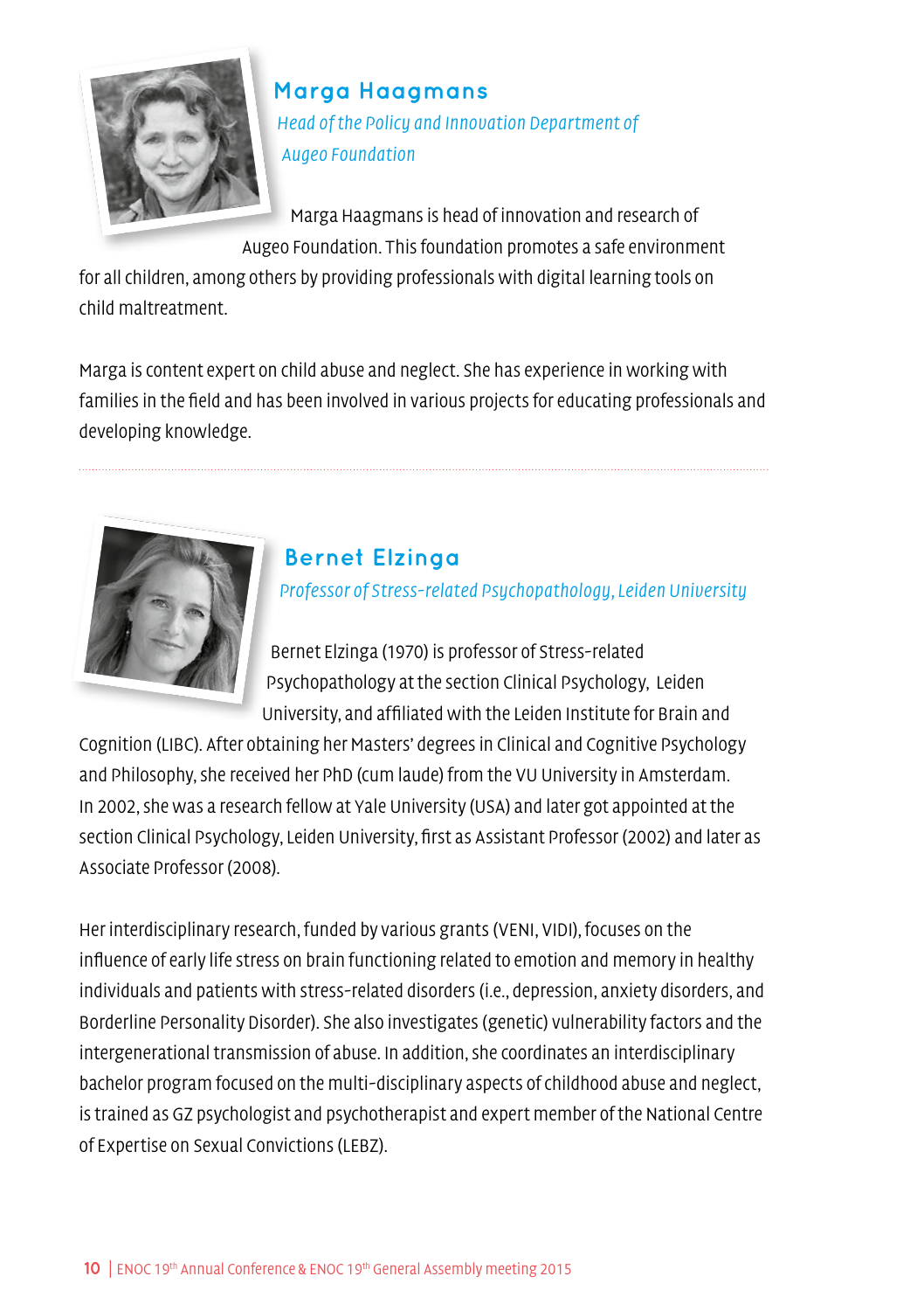## Marga Haagmans

*Head of the Policy and Innovation Department of Augeo Foundation*

Marga Haagmans is head of innovation and research of Augeo Foundation. This foundation promotes a safe environment for all children, among others by providing professionals with digital learning tools on child maltreatment.

Marga is content expert on child abuse and neglect. She has experience in working with families in the field and has been involved in various projects for educating professionals and developing knowledge.

---

## Bernet Elzinga

*Professor of Stress-related Psychopathology, Leiden University*

Bernet Elzinga (1970) is professor of Stress-related Psychopathology at the section Clinical Psychology, Leiden University, and affiliated with the Leiden Institute for Brain and Cognition (LIBC). After obtaining her Masters' degrees in Clinical and Cognitive Psychology and Philosophy, she received her PhD (cum laude) from the VU University in Amsterdam. In 2002, she was a research fellow at Yale University (USA) and later got appointed at the section Clinical Psychology, Leiden University, first as Assistant Professor (2002) and later as Associate Professor (2008).

Her interdisciplinary research, funded by various grants (VENI, VIDI), focuses on the influence of early life stress on brain functioning related to emotion and memory in healthy individuals and patients with stress-related disorders (i.e., depression, anxiety disorders, and Borderline Personality Disorder). She also investigates (genetic) vulnerability factors and the intergenerational transmission of abuse. In addition, she coordinates an interdisciplinary bachelor program focused on the multi-disciplinary aspects of childhood abuse and neglect, is trained as GZ psychologist and psychotherapist and expert member of the National Centre of Expertise on Sexual Convictions (LEBZ).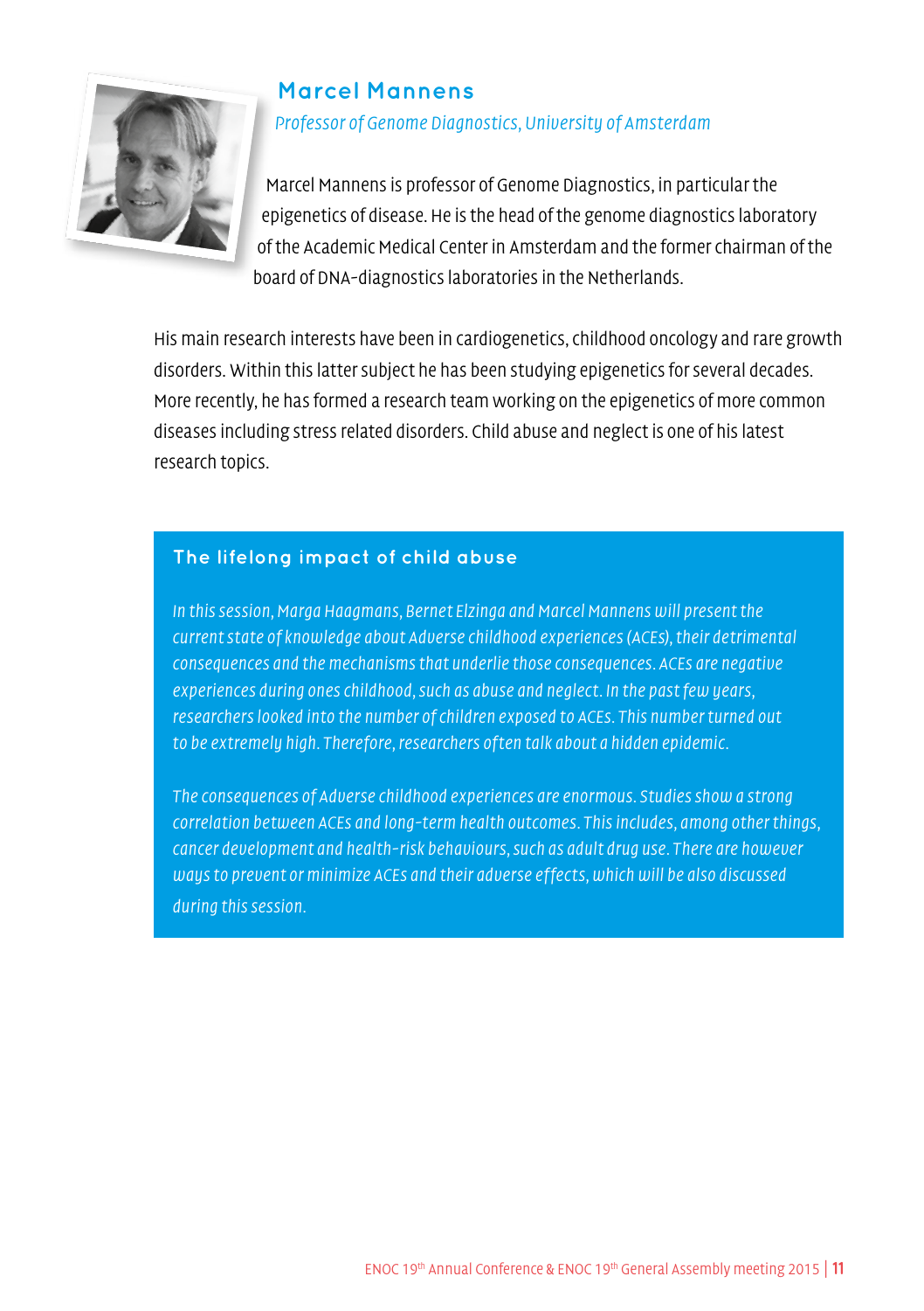## Marcel Mannens

*Professor of Genome Diagnostics, University of Amsterdam*

Marcel Mannens is professor of Genome Diagnostics, in particular the epigenetics of disease. He is the head of the genome diagnostics laboratory of the Academic Medical Center in Amsterdam and the former chairman of the board of DNA-diagnostics laboratories in the Netherlands.

His main research interests have been in cardiogenetics, childhood oncology and rare growth disorders. Within this latter subject he has been studying epigenetics for several decades. More recently, he has formed a research team working on the epigenetics of more common diseases including stress related disorders. Child abuse and neglect is one of his latest research topics.

### The lifelong impact of child abuse

*In this session, Marga Haagmans, Bernet Elzinga and Marcel Mannens will present the current state of knowledge about Adverse childhood experiences (ACEs), their detrimental consequences and the mechanisms that underlie those consequences. ACEs are negative experiences during ones childhood, such as abuse and neglect. In the past few years, researchers looked into the number of children exposed to ACEs. This number turned out to be extremely high. Therefore, researchers often talk about a hidden epidemic.*

*The consequences of Adverse childhood experiences are enormous. Studies show a strong correlation between ACEs and long-term health outcomes. This includes, among other things, cancer development and health-risk behaviours, such as adult drug use. There are however ways to prevent or minimize ACEs and their adverse effects, which will be also discussed during this session.*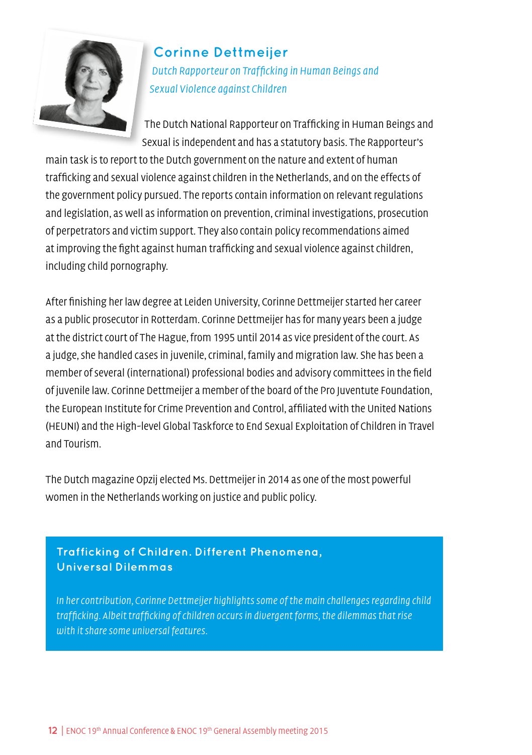## Corinne Dettmeijer

*Dutch Rapporteur on Trafficking in Human Beings and Sexual Violence against Children*

The Dutch National Rapporteur on Trafficking in Human Beings and Sexual is independent and has a statutory basis. The Rapporteur's main task is to report to the Dutch government on the nature and extent of human trafficking and sexual violence against children in the Netherlands, and on the effects of the government policy pursued. The reports contain information on relevant regulations and legislation, as well as information on prevention, criminal investigations, prosecution of perpetrators and victim support. They also contain policy recommendations aimed at improving the fight against human trafficking and sexual violence against children, including child pornography.

After finishing her law degree at Leiden University, Corinne Dettmeijer started her career as a public prosecutor in Rotterdam. Corinne Dettmeijer has for many years been a judge at the district court of The Hague, from 1995 until 2014 as vice president of the court. As a judge, she handled cases in juvenile, criminal, family and migration law. She has been a member of several (international) professional bodies and advisory committees in the field of juvenile law. Corinne Dettmeijer a member of the board of the Pro Juventute Foundation, the European Institute for Crime Prevention and Control, affiliated with the United Nations (HEUNI) and the High-level Global Taskforce to End Sexual Exploitation of Children in Travel and Tourism.

The Dutch magazine Opzij elected Ms. Dettmeijer in 2014 as one of the most powerful women in the Netherlands working on justice and public policy.

### Trafficking of Children. Different Phenomena, Universal Dilemmas

*In her contribution, Corinne Dettmeijer highlights some of the main challenges regarding child trafficking. Albeit trafficking of children occurs in divergent forms, the dilemmas that rise with it share some universal features.*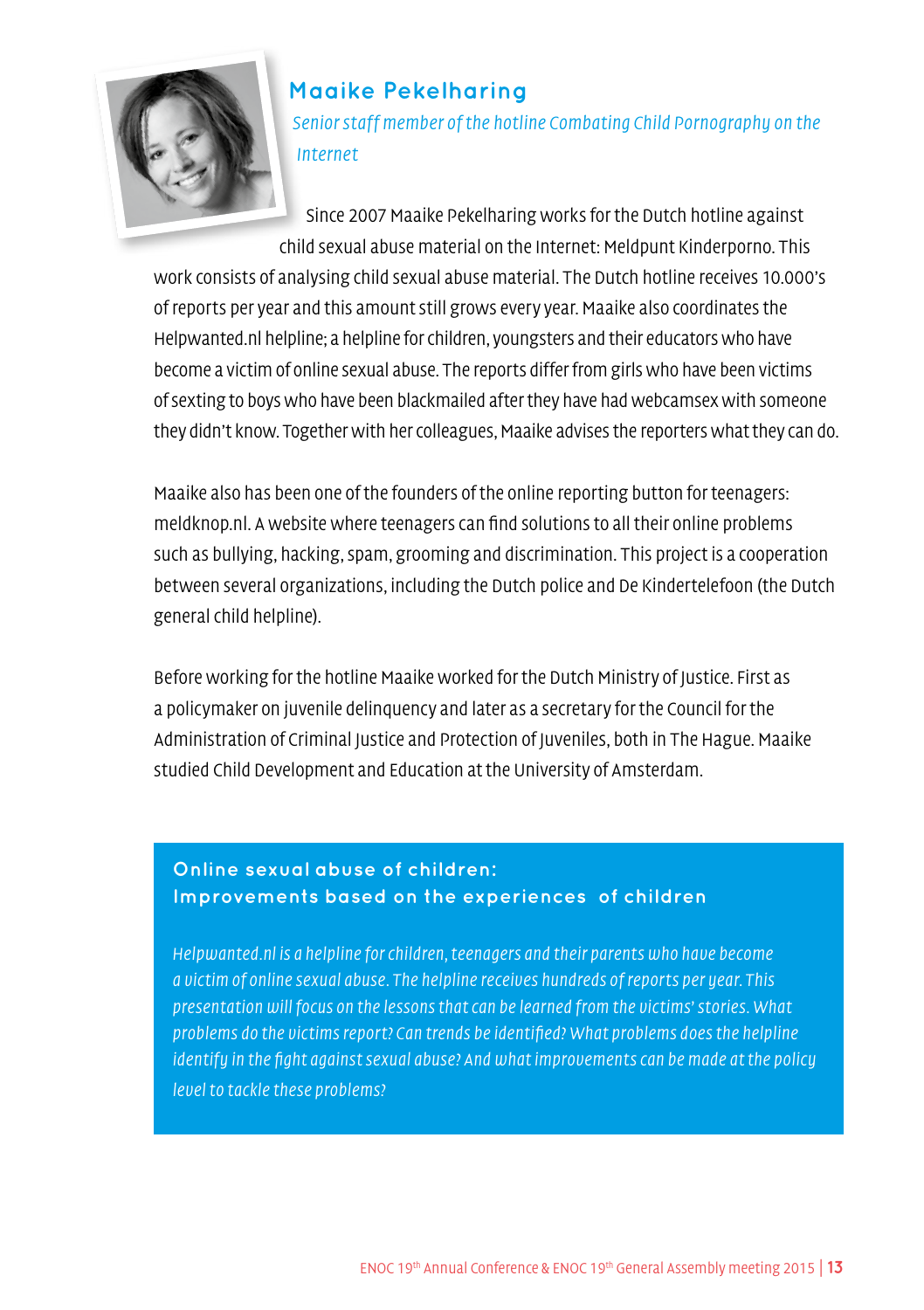## Maaike Pekelharing

*Senior staff member of the hotline Combating Child Pornography on the Internet*

Since 2007 Maaike Pekelharing works for the Dutch hotline against child sexual abuse material on the Internet: Meldpunt Kinderporno. This work consists of analysing child sexual abuse material. The Dutch hotline receives 10.000's of reports per year and this amount still grows every year. Maaike also coordinates the Helpwanted.nl helpline; a helpline for children, youngsters and their educators who have become a victim of online sexual abuse. The reports differ from girls who have been victims of sexting to boys who have been blackmailed after they have had webcamsex with someone they didn't know. Together with her colleagues, Maaike advises the reporters what they can do.

Maaike also has been one of the founders of the online reporting button for teenagers: meldknop.nl. A website where teenagers can find solutions to all their online problems such as bullying, hacking, spam, grooming and discrimination. This project is a cooperation between several organizations, including the Dutch police and De Kindertelefoon (the Dutch general child helpline).

Before working for the hotline Maaike worked for the Dutch Ministry of Justice. First as a policymaker on juvenile delinquency and later as a secretary for the Council for the Administration of Criminal Justice and Protection of Juveniles, both in The Hague. Maaike studied Child Development and Education at the University of Amsterdam.

### Online sexual abuse of children: Improvements based on the experiences of children

*Helpwanted.nl is a helpline for children, teenagers and their parents who have become a victim of online sexual abuse. The helpline receives hundreds of reports per year. This presentation will focus on the lessons that can be learned from the victims' stories. What problems do the victims report? Can trends be identified? What problems does the helpline identify in the fight against sexual abuse? And what improvements can be made at the policy level to tackle these problems?*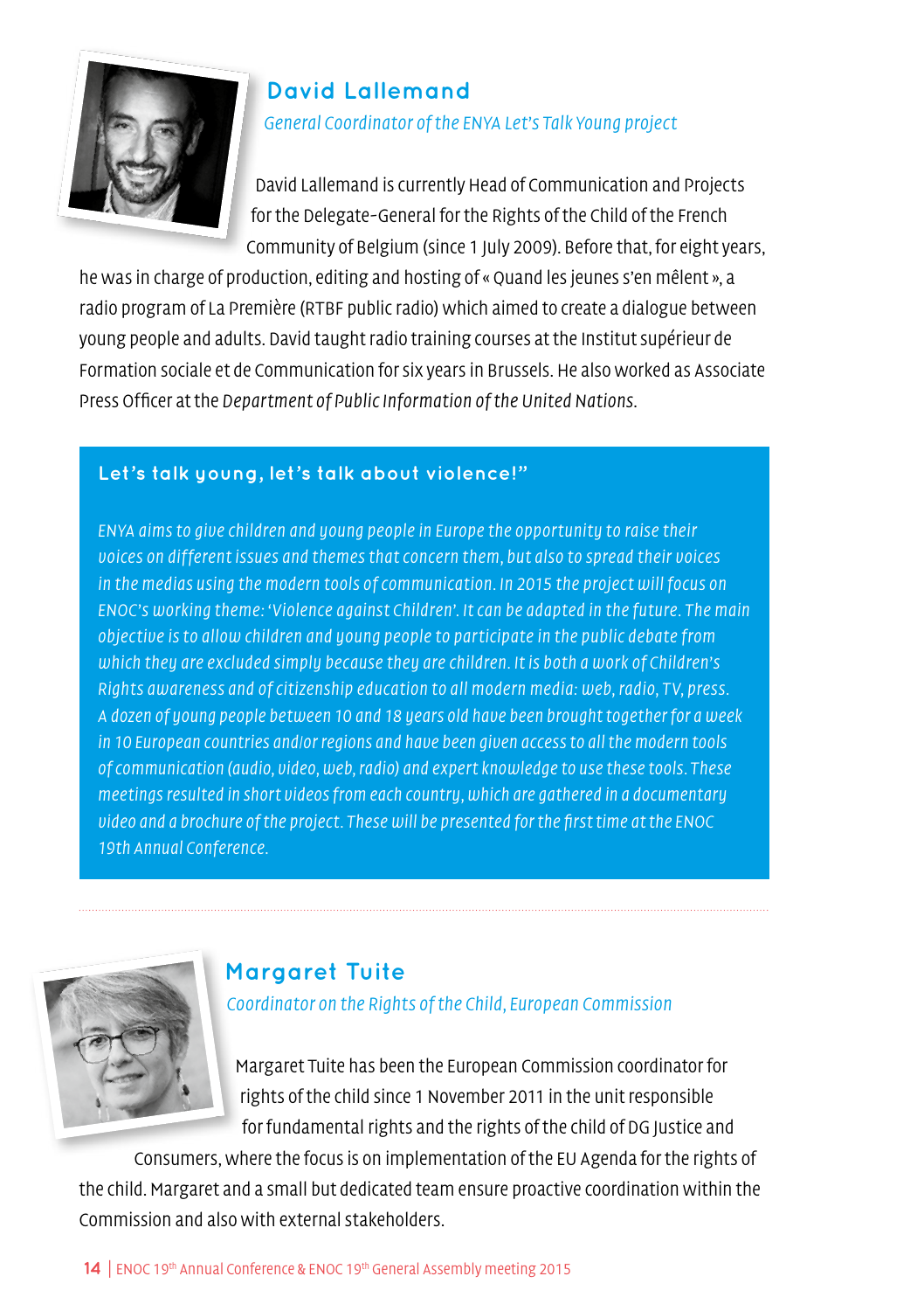## David Lallemand

*General Coordinator of the ENYA Let's Talk Young project*

David Lallemand is currently Head of Communication and Projects for the Delegate-General for the Rights of the Child of the French Community of Belgium (since 1 July 2009). Before that, for eight years, he was in charge of production, editing and hosting of « Quand les jeunes s'en mêlent », a radio program of La Première (RTBF public radio) which aimed to create a dialogue between young people and adults. David taught radio training courses at the Institut supérieur de Formation sociale et de Communication for six years in Brussels. He also worked as Associate Press Officer at the *Department of Public Information of the United Nations.*

### Let's talk young, let's talk about violence!"

*ENYA aims to give children and young people in Europe the opportunity to raise their voices on different issues and themes that concern them, but also to spread their voices in the medias using the modern tools of communication. In 2015 the project will focus on ENOC's working theme: 'Violence against Children'. It can be adapted in the future. The main objective is to allow children and young people to participate in the public debate from which they are excluded simply because they are children. It is both a work of Children's Rights awareness and of citizenship education to all modern media: web, radio, TV, press. A dozen of young people between 10 and 18 years old have been brought together for a week in 10 European countries and/or regions and have been given access to all the modern tools of communication (audio, video, web, radio) and expert knowledge to use these tools. These meetings resulted in short videos from each country, which are gathered in a documentary video and a brochure of the project. These will be presented for the first time at the ENOC 19th Annual Conference.*

---

## Margaret Tuite

*Coordinator on the Rights of the Child, European Commission*

Margaret Tuite has been the European Commission coordinator for rights of the child since 1 November 2011 in the unit responsible for fundamental rights and the rights of the child of DG Justice and Consumers, where the focus is on implementation of the EU Agenda for the rights of the child. Margaret and a small but dedicated team ensure proactive coordination within the Commission and also with external stakeholders.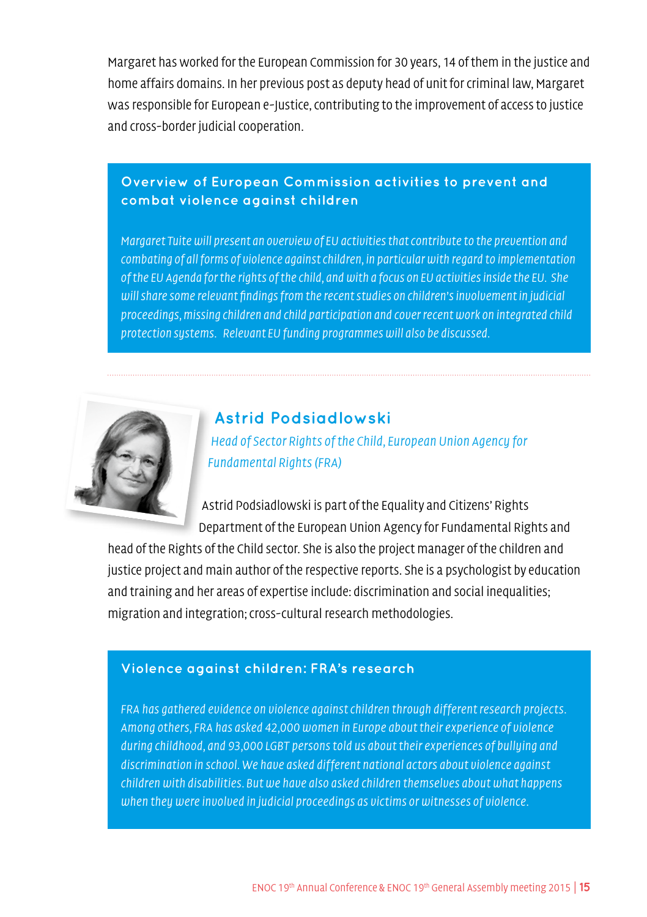Margaret has worked for the European Commission for 30 years, 14 of them in the justice and home affairs domains. In her previous post as deputy head of unit for criminal law, Margaret was responsible for European e-Justice, contributing to the improvement of access to justice and cross-border judicial cooperation.

### Overview of European Commission activities to prevent and combat violence against children

*Margaret Tuite will present an overview of EU activities that contribute to the prevention and combating of all forms of violence against children, in particular with regard to implementation of the EU Agenda for the rights of the child, and with a focus on EU activities inside the EU. She will share some relevant findings from the recent studies on children's involvement in judicial proceedings, missing children and child participation and cover recent work on integrated child protection systems. Relevant EU funding programmes will also be discussed.*

---

## Astrid Podsiadlowski

*Head of Sector Rights of the Child, European Union Agency for Fundamental Rights (FRA)*

Astrid Podsiadlowski is part of the Equality and Citizens' Rights Department of the European Union Agency for Fundamental Rights and head of the Rights of the Child sector. She is also the project manager of the children and justice project and main author of the respective reports. She is a psychologist by education and training and her areas of expertise include: discrimination and social inequalities; migration and integration; cross-cultural research methodologies.

### Violence against children: FRA's research

*FRA has gathered evidence on violence against children through different research projects. Among others, FRA has asked 42,000 women in Europe about their experience of violence during childhood, and 93,000 LGBT persons told us about their experiences of bullying and discrimination in school. We have asked different national actors about violence against children with disabilities. But we have also asked children themselves about what happens when they were involved in judicial proceedings as victims or witnesses of violence.*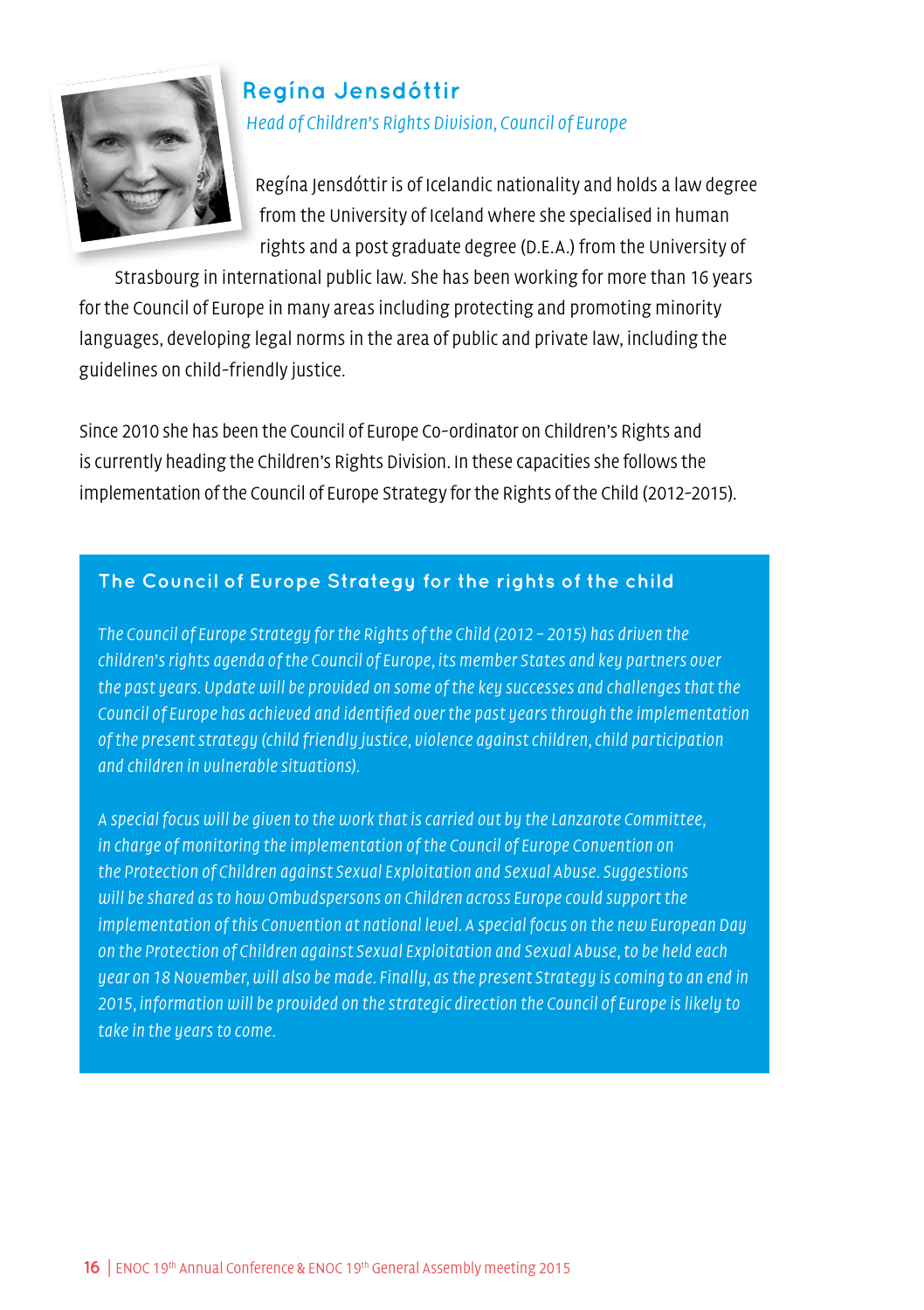## Regína Jensdóttir

*Head of Children's Rights Division, Council of Europe*

Regína Jensdóttir is of Icelandic nationality and holds a law degree from the University of Iceland where she specialised in human rights and a post graduate degree (D.E.A.) from the University of Strasbourg in international public law. She has been working for more than 16 years for the Council of Europe in many areas including protecting and promoting minority languages, developing legal norms in the area of public and private law, including the guidelines on child-friendly justice.

Since 2010 she has been the Council of Europe Co-ordinator on Children's Rights and is currently heading the Children's Rights Division. In these capacities she follows the implementation of the Council of Europe Strategy for the Rights of the Child (2012-2015).

### The Council of Europe Strategy for the rights of the child

*The Council of Europe Strategy for the Rights of the Child (2012 – 2015) has driven the children's rights agenda of the Council of Europe, its member States and key partners over the past years. Update will be provided on some of the key successes and challenges that the Council of Europe has achieved and identified over the past years through the implementation of the present strategy (child friendly justice, violence against children, child participation and children in vulnerable situations).*

*A special focus will be given to the work that is carried out by the Lanzarote Committee, in charge of monitoring the implementation of the Council of Europe Convention on the Protection of Children against Sexual Exploitation and Sexual Abuse. Suggestions will be shared as to how Ombudspersons on Children across Europe could support the implementation of this Convention at national level. A special focus on the new European Day on the Protection of Children against Sexual Exploitation and Sexual Abuse, to be held each year on 18 November, will also be made. Finally, as the present Strategy is coming to an end in 2015, information will be provided on the strategic direction the Council of Europe is likely to take in the years to come.*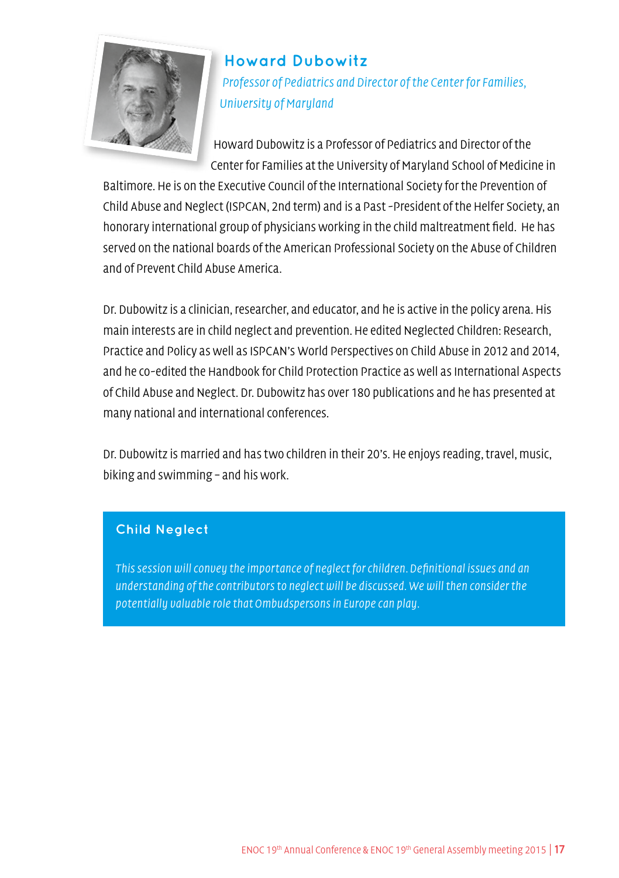## Howard Dubowitz

*Professor of Pediatrics and Director of the Center for Families, University of Maryland*

Howard Dubowitz is a Professor of Pediatrics and Director of the Center for Families at the University of Maryland School of Medicine in Baltimore. He is on the Executive Council of the International Society for the Prevention of Child Abuse and Neglect (ISPCAN, 2nd term) and is a Past -President of the Helfer Society, an honorary international group of physicians working in the child maltreatment field. He has served on the national boards of the American Professional Society on the Abuse of Children and of Prevent Child Abuse America.

Dr. Dubowitz is a clinician, researcher, and educator, and he is active in the policy arena. His main interests are in child neglect and prevention. He edited Neglected Children: Research, Practice and Policy as well as ISPCAN's World Perspectives on Child Abuse in 2012 and 2014, and he co-edited the Handbook for Child Protection Practice as well as International Aspects of Child Abuse and Neglect. Dr. Dubowitz has over 180 publications and he has presented at many national and international conferences.

Dr. Dubowitz is married and has two children in their 20's. He enjoys reading, travel, music, biking and swimming – and his work.

### Child Neglect

*This session will convey the importance of neglect for children. Definitional issues and an understanding of the contributors to neglect will be discussed. We will then consider the potentially valuable role that Ombudspersons in Europe can play.*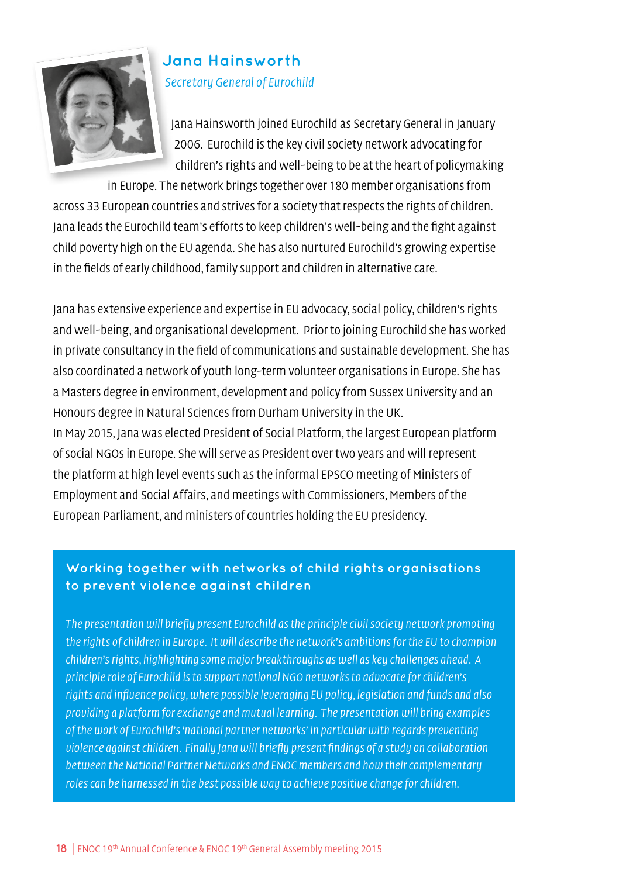## Jana Hainsworth

*Secretary General of Eurochild*

Jana Hainsworth joined Eurochild as Secretary General in January 2006. Eurochild is the key civil society network advocating for children's rights and well-being to be at the heart of policymaking in Europe. The network brings together over 180 member organisations from across 33 European countries and strives for a society that respects the rights of children. Jana leads the Eurochild team's efforts to keep children's well-being and the fight against child poverty high on the EU agenda. She has also nurtured Eurochild's growing expertise in the fields of early childhood, family support and children in alternative care.

Jana has extensive experience and expertise in EU advocacy, social policy, children's rights and well-being, and organisational development. Prior to joining Eurochild she has worked in private consultancy in the field of communications and sustainable development. She has also coordinated a network of youth long-term volunteer organisations in Europe. She has a Masters degree in environment, development and policy from Sussex University and an Honours degree in Natural Sciences from Durham University in the UK.
In May 2015, Jana was elected President of Social Platform, the largest European platform of social NGOs in Europe. She will serve as President over two years and will represent the platform at high level events such as the informal EPSCO meeting of Ministers of Employment and Social Affairs, and meetings with Commissioners, Members of the European Parliament, and ministers of countries holding the EU presidency.

### Working together with networks of child rights organisations to prevent violence against children

*The presentation will briefly present Eurochild as the principle civil society network promoting the rights of children in Europe. It will describe the network's ambitions for the EU to champion children's rights, highlighting some major breakthroughs as well as key challenges ahead. A principle role of Eurochild is to support national NGO networks to advocate for children's rights and influence policy, where possible leveraging EU policy, legislation and funds and also providing a platform for exchange and mutual learning. The presentation will bring examples of the work of Eurochild's 'national partner networks' in particular with regards preventing violence against children. Finally Jana will briefly present findings of a study on collaboration between the National Partner Networks and ENOC members and how their complementary roles can be harnessed in the best possible way to achieve positive change for children.*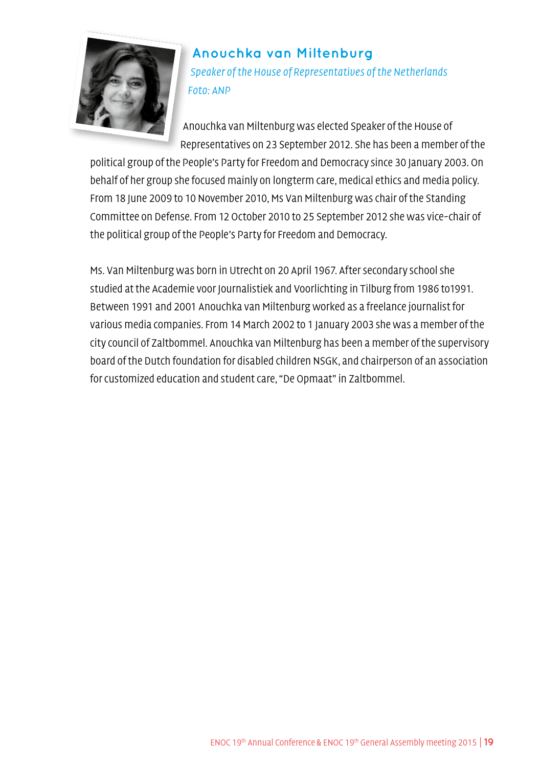## Anouchka van Miltenburg

*Speaker of the House of Representatives of the Netherlands*

*Foto: ANP*

Anouchka van Miltenburg was elected Speaker of the House of Representatives on 23 September 2012. She has been a member of the political group of the People's Party for Freedom and Democracy since 30 January 2003. On behalf of her group she focused mainly on longterm care, medical ethics and media policy. From 18 June 2009 to 10 November 2010, Ms Van Miltenburg was chair of the Standing Committee on Defense. From 12 October 2010 to 25 September 2012 she was vice-chair of the political group of the People's Party for Freedom and Democracy.

Ms. Van Miltenburg was born in Utrecht on 20 April 1967. After secondary school she studied at the Academie voor Journalistiek and Voorlichting in Tilburg from 1986 to1991. Between 1991 and 2001 Anouchka van Miltenburg worked as a freelance journalist for various media companies. From 14 March 2002 to 1 January 2003 she was a member of the city council of Zaltbommel. Anouchka van Miltenburg has been a member of the supervisory board of the Dutch foundation for disabled children NSGK, and chairperson of an association for customized education and student care, "De Opmaat" in Zaltbommel.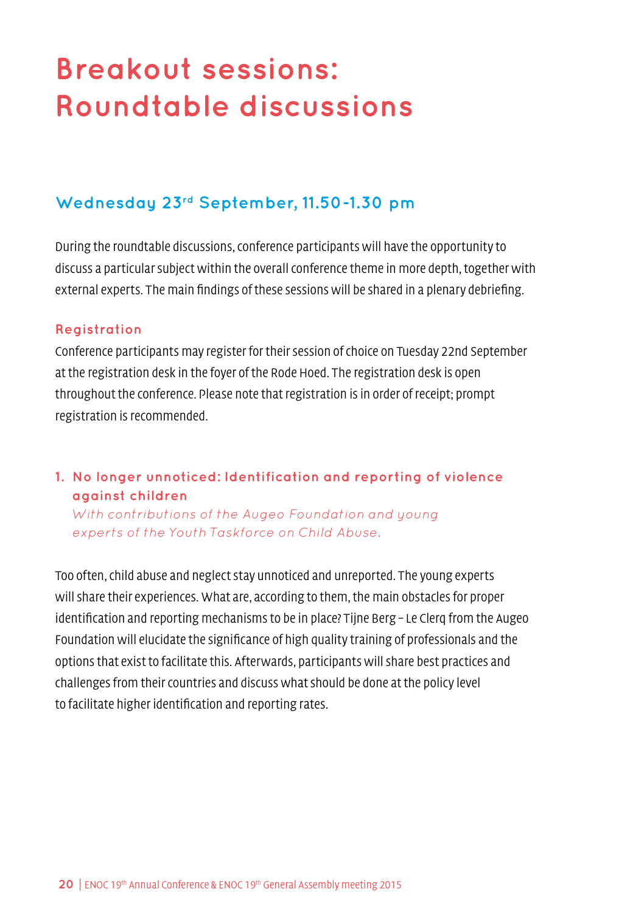# Breakout sessions: Roundtable discussions

## Wednesday 23rd September, 11.50-1.30 pm

During the roundtable discussions, conference participants will have the opportunity to discuss a particular subject within the overall conference theme in more depth, together with external experts. The main findings of these sessions will be shared in a plenary debriefing.

### Registration

Conference participants may register for their session of choice on Tuesday 22nd September at the registration desk in the foyer of the Rode Hoed. The registration desk is open throughout the conference. Please note that registration is in order of receipt; prompt registration is recommended.

### 1. No longer unnoticed: Identification and reporting of violence against children

*With contributions of the Augeo Foundation and young experts of the Youth Taskforce on Child Abuse.*

Too often, child abuse and neglect stay unnoticed and unreported. The young experts will share their experiences. What are, according to them, the main obstacles for proper identification and reporting mechanisms to be in place? Tijne Berg – Le Clerq from the Augeo Foundation will elucidate the significance of high quality training of professionals and the options that exist to facilitate this. Afterwards, participants will share best practices and challenges from their countries and discuss what should be done at the policy level to facilitate higher identification and reporting rates.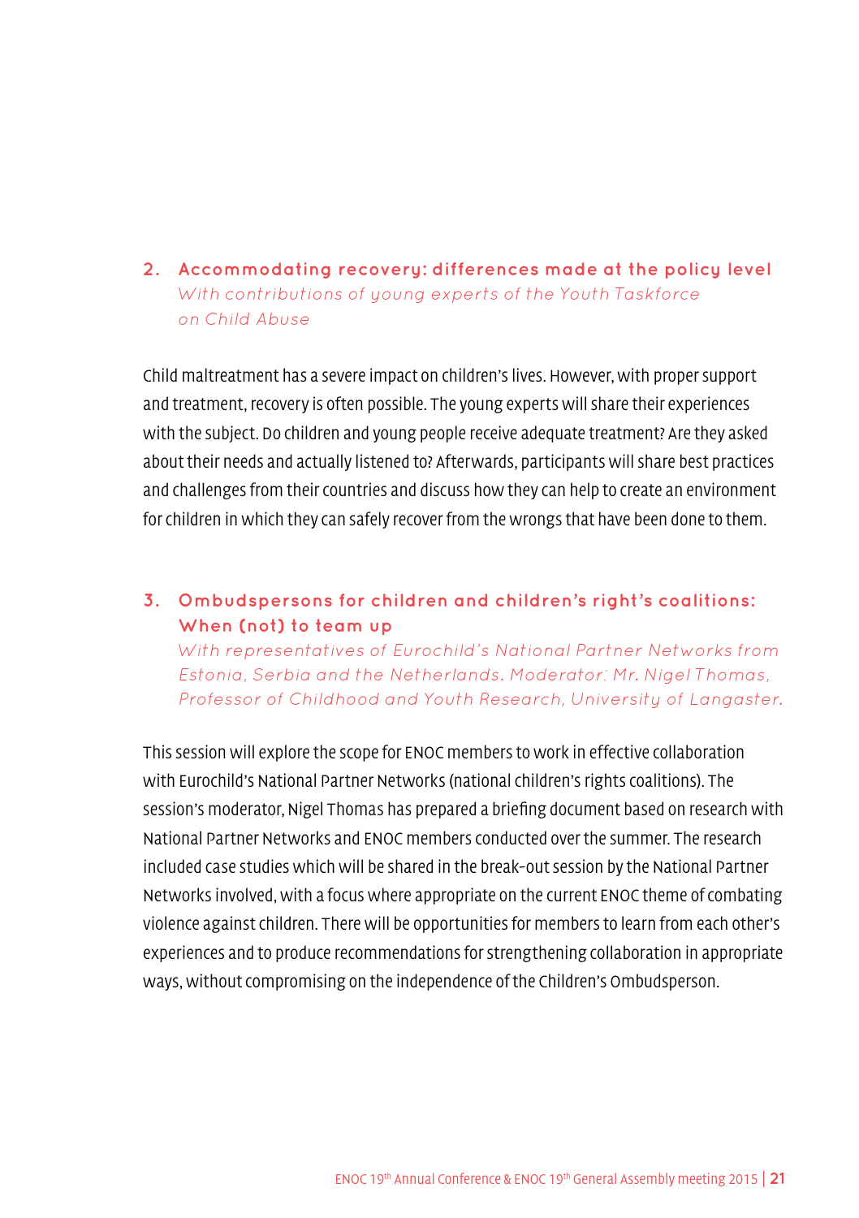## 2. Accommodating recovery: differences made at the policy level

*With contributions of young experts of the Youth Taskforce on Child Abuse*

Child maltreatment has a severe impact on children's lives. However, with proper support and treatment, recovery is often possible. The young experts will share their experiences with the subject. Do children and young people receive adequate treatment? Are they asked about their needs and actually listened to? Afterwards, participants will share best practices and challenges from their countries and discuss how they can help to create an environment for children in which they can safely recover from the wrongs that have been done to them.

## 3. Ombudspersons for children and children's right's coalitions: When (not) to team up

*With representatives of Eurochild's National Partner Networks from Estonia, Serbia and the Netherlands. Moderator: Mr. Nigel Thomas, Professor of Childhood and Youth Research, University of Langaster.*

This session will explore the scope for ENOC members to work in effective collaboration with Eurochild's National Partner Networks (national children's rights coalitions). The session's moderator, Nigel Thomas has prepared a briefing document based on research with National Partner Networks and ENOC members conducted over the summer. The research included case studies which will be shared in the break-out session by the National Partner Networks involved, with a focus where appropriate on the current ENOC theme of combating violence against children. There will be opportunities for members to learn from each other's experiences and to produce recommendations for strengthening collaboration in appropriate ways, without compromising on the independence of the Children's Ombudsperson.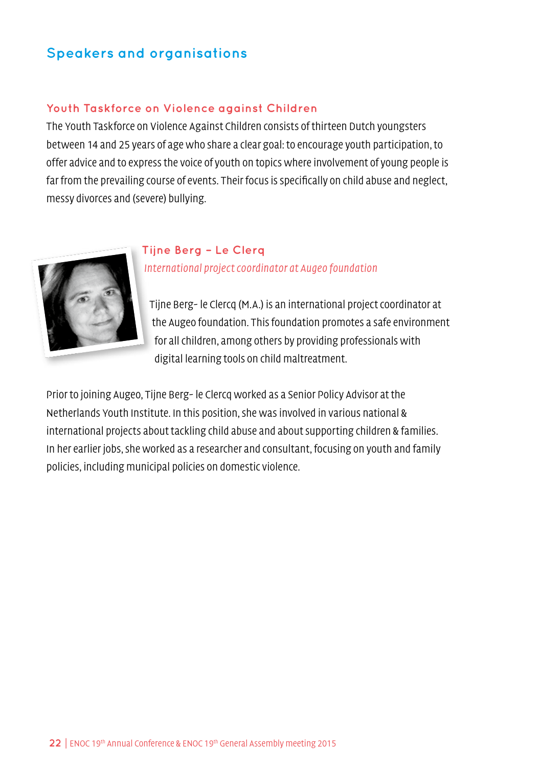## Speakers and organisations

### Youth Taskforce on Violence against Children

The Youth Taskforce on Violence Against Children consists of thirteen Dutch youngsters between 14 and 25 years of age who share a clear goal: to encourage youth participation, to offer advice and to express the voice of youth on topics where involvement of young people is far from the prevailing course of events. Their focus is specifically on child abuse and neglect, messy divorces and (severe) bullying.

### Tijne Berg - Le Clerq

*International project coordinator at Augeo foundation*

Tijne Berg- le Clercq (M.A.) is an international project coordinator at the Augeo foundation. This foundation promotes a safe environment for all children, among others by providing professionals with digital learning tools on child maltreatment.

Prior to joining Augeo, Tijne Berg- le Clercq worked as a Senior Policy Advisor at the Netherlands Youth Institute. In this position, she was involved in various national & international projects about tackling child abuse and about supporting children & families. In her earlier jobs, she worked as a researcher and consultant, focusing on youth and family policies, including municipal policies on domestic violence.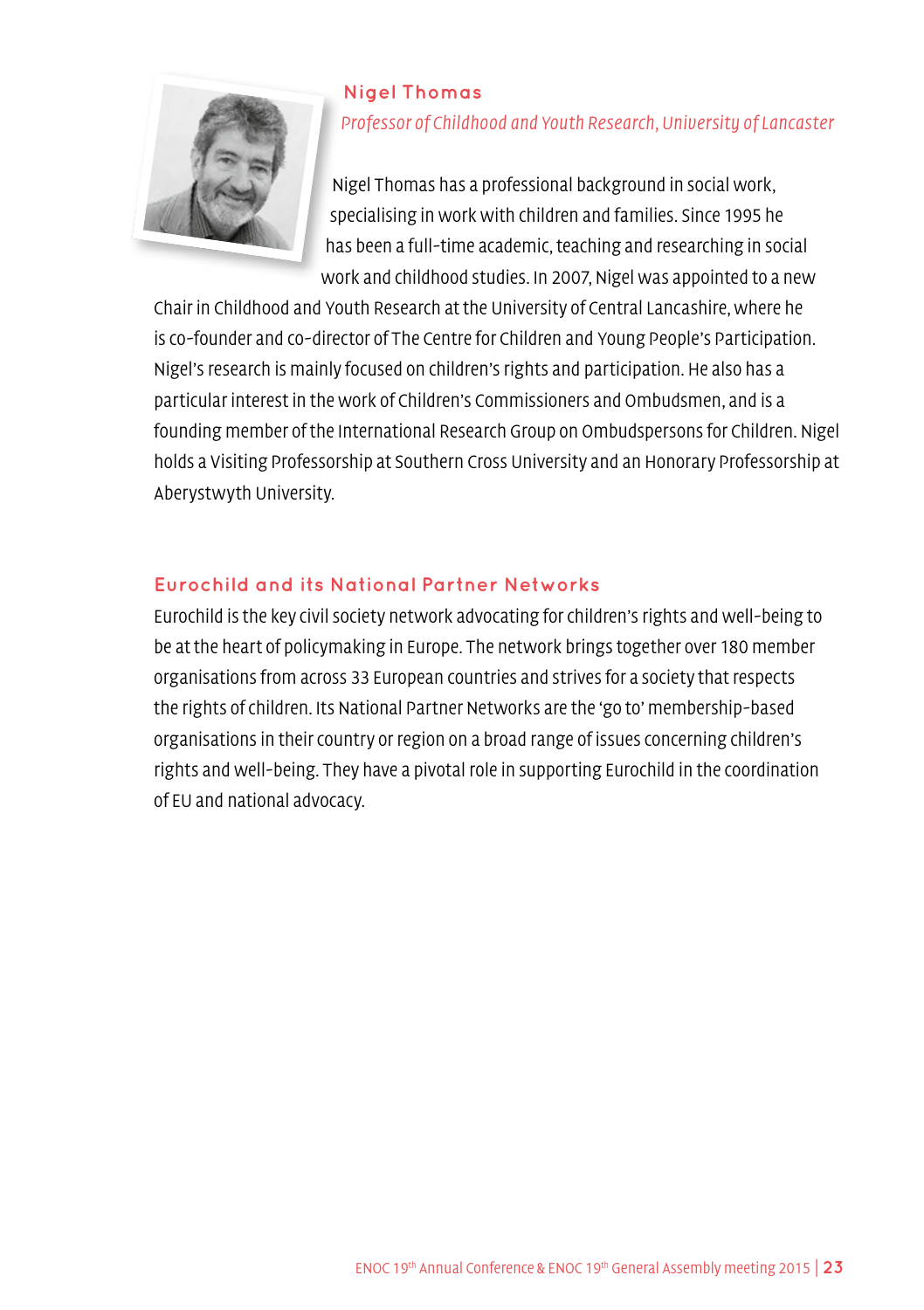## Nigel Thomas

*Professor of Childhood and Youth Research, University of Lancaster*

Nigel Thomas has a professional background in social work, specialising in work with children and families. Since 1995 he has been a full-time academic, teaching and researching in social work and childhood studies. In 2007, Nigel was appointed to a new Chair in Childhood and Youth Research at the University of Central Lancashire, where he is co-founder and co-director of The Centre for Children and Young People's Participation. Nigel's research is mainly focused on children's rights and participation. He also has a particular interest in the work of Children's Commissioners and Ombudsmen, and is a founding member of the International Research Group on Ombudspersons for Children. Nigel holds a Visiting Professorship at Southern Cross University and an Honorary Professorship at Aberystwyth University.

## Eurochild and its National Partner Networks

Eurochild is the key civil society network advocating for children's rights and well-being to be at the heart of policymaking in Europe. The network brings together over 180 member organisations from across 33 European countries and strives for a society that respects the rights of children. Its National Partner Networks are the 'go to' membership-based organisations in their country or region on a broad range of issues concerning children's rights and well-being. They have a pivotal role in supporting Eurochild in the coordination of EU and national advocacy.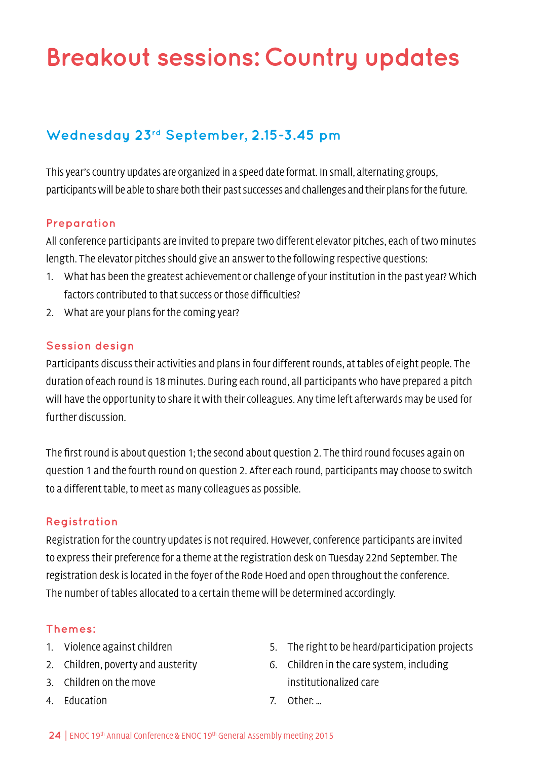# Breakout sessions: Country updates

## Wednesday 23rd September, 2.15-3.45 pm

This year's country updates are organized in a speed date format. In small, alternating groups, participants will be able to share both their past successes and challenges and their plans for the future.

### Preparation

All conference participants are invited to prepare two different elevator pitches, each of two minutes length. The elevator pitches should give an answer to the following respective questions:

1. What has been the greatest achievement or challenge of your institution in the past year? Which factors contributed to that success or those difficulties?
2. What are your plans for the coming year?

### Session design

Participants discuss their activities and plans in four different rounds, at tables of eight people. The duration of each round is 18 minutes. During each round, all participants who have prepared a pitch will have the opportunity to share it with their colleagues. Any time left afterwards may be used for further discussion.

The first round is about question 1; the second about question 2. The third round focuses again on question 1 and the fourth round on question 2. After each round, participants may choose to switch to a different table, to meet as many colleagues as possible.

### Registration

Registration for the country updates is not required. However, conference participants are invited to express their preference for a theme at the registration desk on Tuesday 22nd September. The registration desk is located in the foyer of the Rode Hoed and open throughout the conference. The number of tables allocated to a certain theme will be determined accordingly.

### Themes:

1. Violence against children
2. Children, poverty and austerity
3. Children on the move
4. Education
5. The right to be heard/participation projects
6. Children in the care system, including institutionalized care
7. Other: ...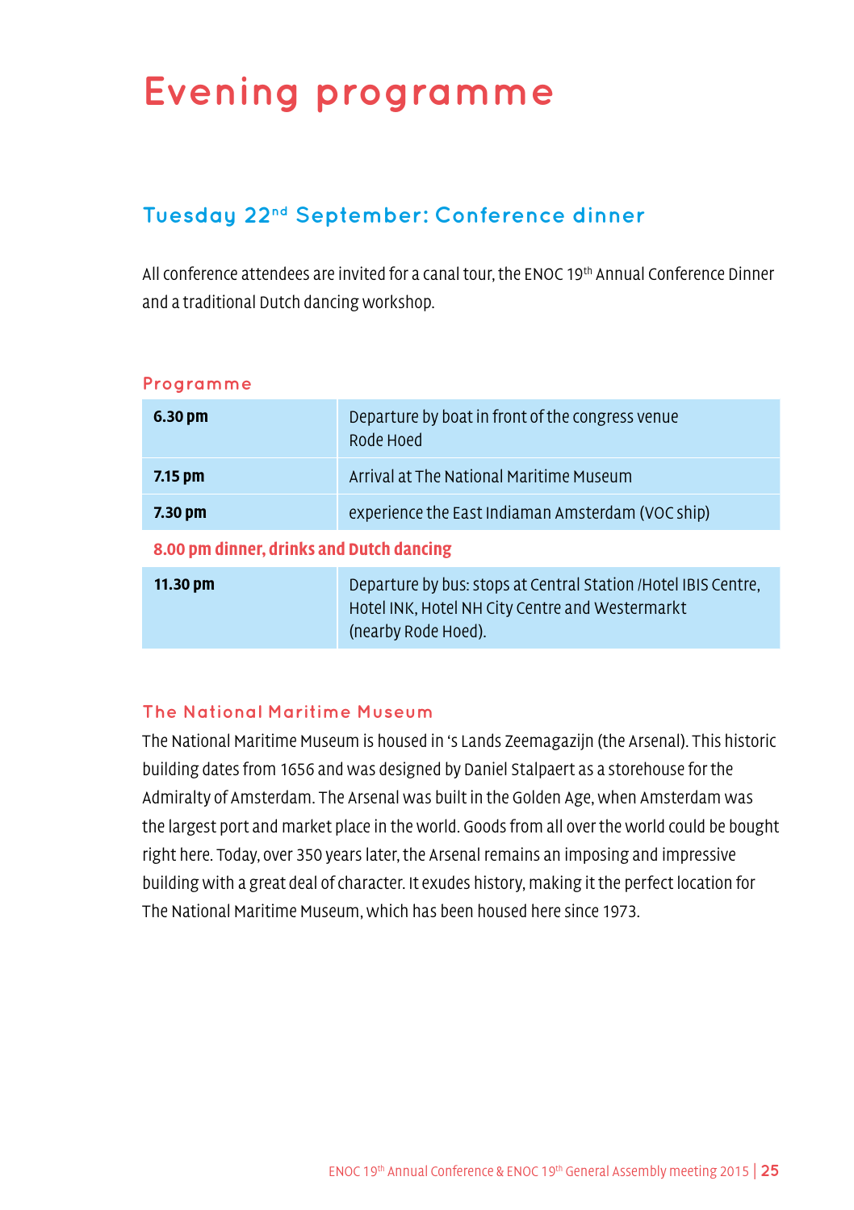# Evening programme

## Tuesday 22nd September: Conference dinner

All conference attendees are invited for a canal tour, the ENOC 19th Annual Conference Dinner and a traditional Dutch dancing workshop.

### Programme

| | |
|---|---|
| **6.30 pm** | Departure by boat in front of the congress venue Rode Hoed |
| **7.15 pm** | Arrival at The National Maritime Museum |
| **7.30 pm** | experience the East Indiaman Amsterdam (VOC ship) |
| **8.00 pm dinner, drinks and Dutch dancing** | |
| **11.30 pm** | Departure by bus: stops at Central Station /Hotel IBIS Centre, Hotel INK, Hotel NH City Centre and Westermarkt (nearby Rode Hoed). |

### The National Maritime Museum

The National Maritime Museum is housed in 's Lands Zeemagazijn (the Arsenal). This historic building dates from 1656 and was designed by Daniel Stalpaert as a storehouse for the Admiralty of Amsterdam. The Arsenal was built in the Golden Age, when Amsterdam was the largest port and market place in the world. Goods from all over the world could be bought right here. Today, over 350 years later, the Arsenal remains an imposing and impressive building with a great deal of character. It exudes history, making it the perfect location for The National Maritime Museum, which has been housed here since 1973.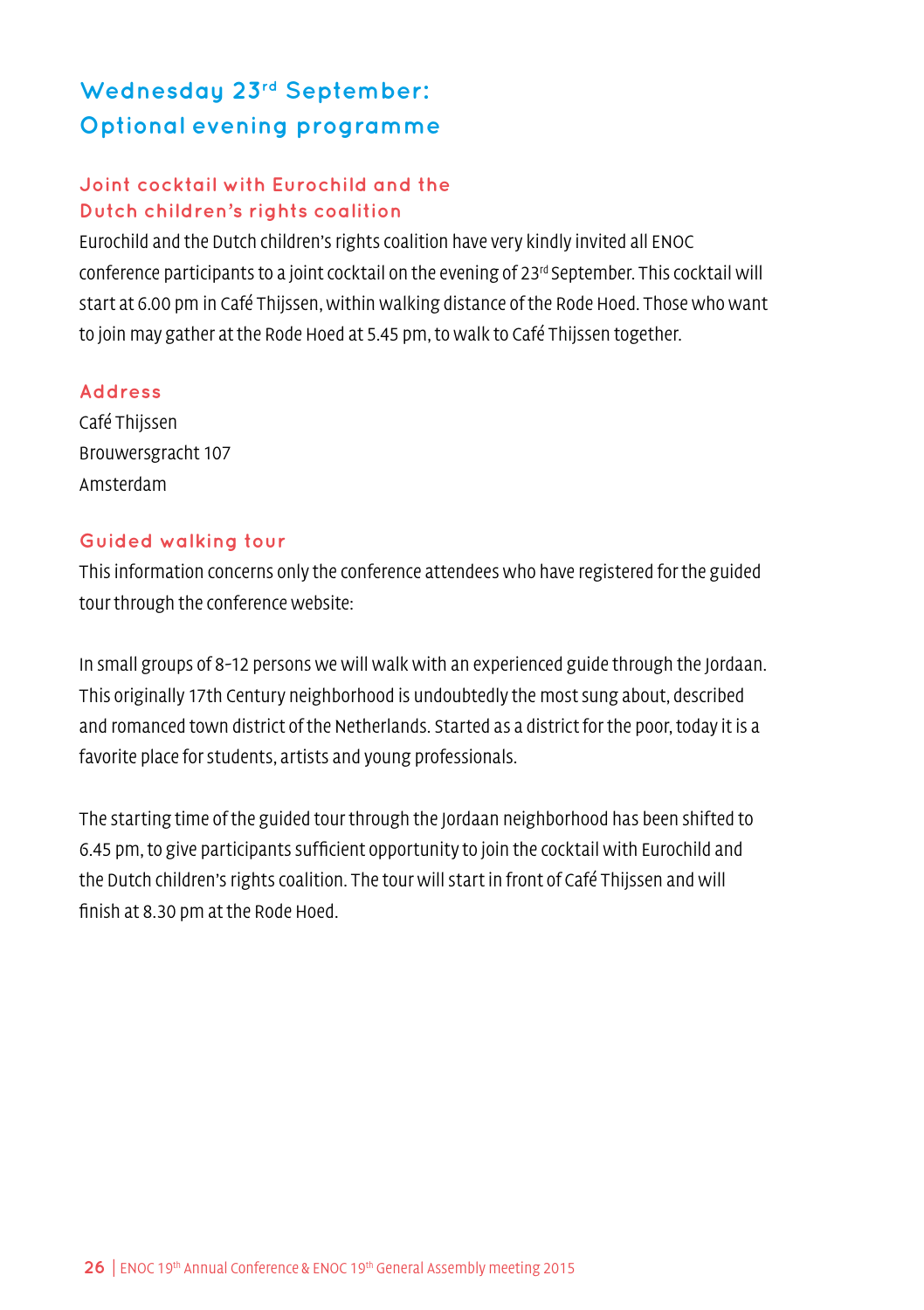# Wednesday 23rd September: Optional evening programme

## Joint cocktail with Eurochild and the Dutch children's rights coalition

Eurochild and the Dutch children's rights coalition have very kindly invited all ENOC conference participants to a joint cocktail on the evening of 23rd September. This cocktail will start at 6.00 pm in Café Thijssen, within walking distance of the Rode Hoed. Those who want to join may gather at the Rode Hoed at 5.45 pm, to walk to Café Thijssen together.

## Address

Café Thijssen
Brouwersgracht 107
Amsterdam

## Guided walking tour

This information concerns only the conference attendees who have registered for the guided tour through the conference website:

In small groups of 8-12 persons we will walk with an experienced guide through the Jordaan. This originally 17th Century neighborhood is undoubtedly the most sung about, described and romanced town district of the Netherlands. Started as a district for the poor, today it is a favorite place for students, artists and young professionals.

The starting time of the guided tour through the Jordaan neighborhood has been shifted to 6.45 pm, to give participants sufficient opportunity to join the cocktail with Eurochild and the Dutch children's rights coalition. The tour will start in front of Café Thijssen and will finish at 8.30 pm at the Rode Hoed.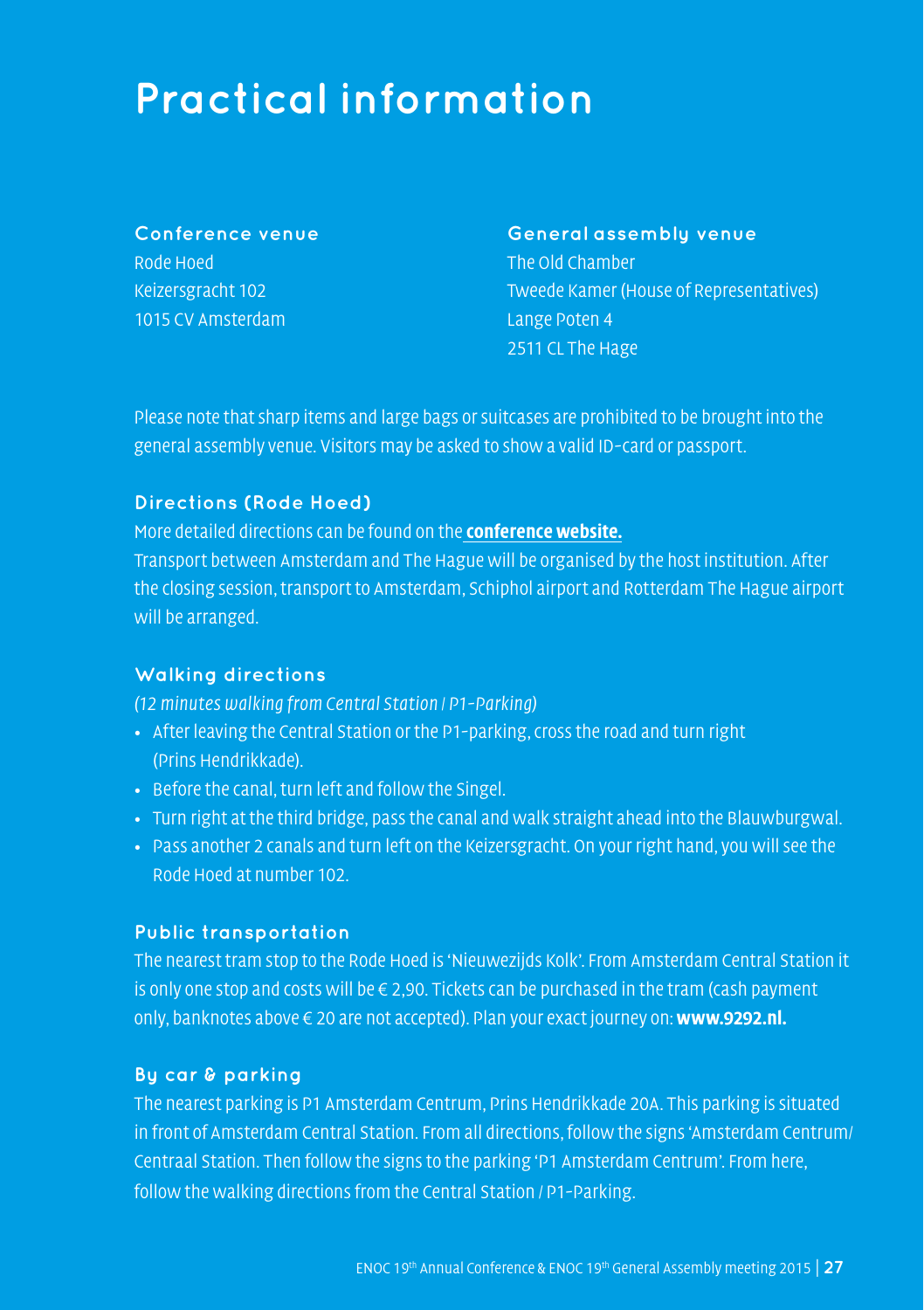# Practical information

### Conference venue

Rode Hoed
Keizersgracht 102
1015 CV Amsterdam

### General assembly venue

The Old Chamber
Tweede Kamer (House of Representatives)
Lange Poten 4
2511 CL The Hage

Please note that sharp items and large bags or suitcases are prohibited to be brought into the general assembly venue. Visitors may be asked to show a valid ID-card or passport.

### Directions (Rode Hoed)

More detailed directions can be found on the **conference website.**
Transport between Amsterdam and The Hague will be organised by the host institution. After the closing session, transport to Amsterdam, Schiphol airport and Rotterdam The Hague airport will be arranged.

### Walking directions

*(12 minutes walking from Central Station / P1-Parking)*

- After leaving the Central Station or the P1-parking, cross the road and turn right (Prins Hendrikkade).
- Before the canal, turn left and follow the Singel.
- Turn right at the third bridge, pass the canal and walk straight ahead into the Blauwburgwal.
- Pass another 2 canals and turn left on the Keizersgracht. On your right hand, you will see the Rode Hoed at number 102.

### Public transportation

The nearest tram stop to the Rode Hoed is 'Nieuwezijds Kolk'. From Amsterdam Central Station it is only one stop and costs will be € 2,90. Tickets can be purchased in the tram (cash payment only, banknotes above € 20 are not accepted). Plan your exact journey on: **www.9292.nl.**

### By car & parking

The nearest parking is P1 Amsterdam Centrum, Prins Hendrikkade 20A. This parking is situated in front of Amsterdam Central Station. From all directions, follow the signs 'Amsterdam Centrum/ Centraal Station. Then follow the signs to the parking 'P1 Amsterdam Centrum'. From here, follow the walking directions from the Central Station / P1-Parking.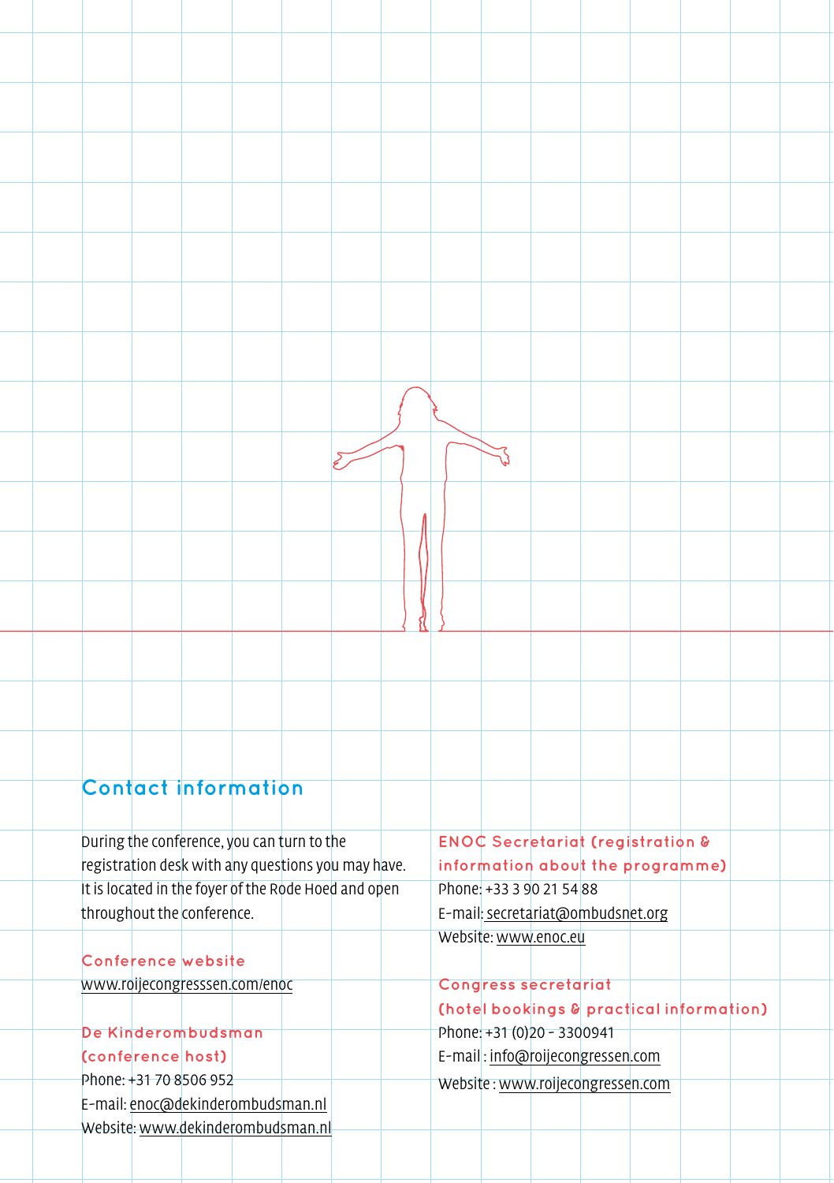## Contact information

During the conference, you can turn to the registration desk with any questions you may have. It is located in the foyer of the Rode Hoed and open throughout the conference.

**Conference website**
www.roijecongresssen.com/enoc

**De Kinderombudsman (conference host)**
Phone: +31 70 8506 952
E-mail: enoc@dekinderombudsman.nl
Website: www.dekinderombudsman.nl

**ENOC Secretariat (registration & information about the programme)**
Phone: +33 3 90 21 54 88
E-mail: secretariat@ombudsnet.org
Website: www.enoc.eu

**Congress secretariat (hotel bookings & practical information)**
Phone: +31 (0)20 – 3300941
E-mail : info@roijecongressen.com
Website : www.roijecongressen.com